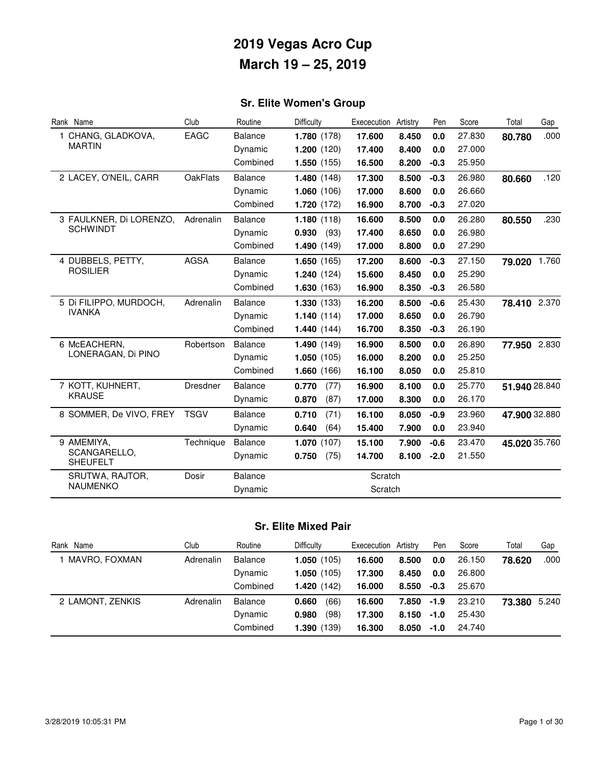# 2019 Vegas Acro Cup

# March 19 – 25, 2019

## Sr. Elite Women's Group

| Rank | Name | Club | Routine | Difficulty | | Exececution | Artistry | Pen | Score | Total | Gap |
|---|---|---|---|---|---|---|---|---|---|---|---|
| 1 | CHANG, GLADKOVA, MARTIN | EAGC | Balance | **1.780** | (178) | **17.600** | **8.450** | **0.0** | 27.830 | **80.780** | .000 |
| | | | Dynamic | **1.200** | (120) | **17.400** | **8.400** | **0.0** | 27.000 | | |
| | | | Combined | **1.550** | (155) | **16.500** | **8.200** | **-0.3** | 25.950 | | |
| 2 | LACEY, O'NEIL, CARR | OakFlats | Balance | **1.480** | (148) | **17.300** | **8.500** | **-0.3** | 26.980 | **80.660** | .120 |
| | | | Dynamic | **1.060** | (106) | **17.000** | **8.600** | **0.0** | 26.660 | | |
| | | | Combined | **1.720** | (172) | **16.900** | **8.700** | **-0.3** | 27.020 | | |
| 3 | FAULKNER, Di LORENZO, SCHWINDT | Adrenalin | Balance | **1.180** | (118) | **16.600** | **8.500** | **0.0** | 26.280 | **80.550** | .230 |
| | | | Dynamic | **0.930** | (93) | **17.400** | **8.650** | **0.0** | 26.980 | | |
| | | | Combined | **1.490** | (149) | **17.000** | **8.800** | **0.0** | 27.290 | | |
| 4 | DUBBELS, PETTY, ROSILIER | AGSA | Balance | **1.650** | (165) | **17.200** | **8.600** | **-0.3** | 27.150 | **79.020** | 1.760 |
| | | | Dynamic | **1.240** | (124) | **15.600** | **8.450** | **0.0** | 25.290 | | |
| | | | Combined | **1.630** | (163) | **16.900** | **8.350** | **-0.3** | 26.580 | | |
| 5 | Di FILIPPO, MURDOCH, IVANKA | Adrenalin | Balance | **1.330** | (133) | **16.200** | **8.500** | **-0.6** | 25.430 | **78.410** | 2.370 |
| | | | Dynamic | **1.140** | (114) | **17.000** | **8.650** | **0.0** | 26.790 | | |
| | | | Combined | **1.440** | (144) | **16.700** | **8.350** | **-0.3** | 26.190 | | |
| 6 | McEACHERN, LONERAGAN, Di PINO | Robertson | Balance | **1.490** | (149) | **16.900** | **8.500** | **0.0** | 26.890 | **77.950** | 2.830 |
| | | | Dynamic | **1.050** | (105) | **16.000** | **8.200** | **0.0** | 25.250 | | |
| | | | Combined | **1.660** | (166) | **16.100** | **8.050** | **0.0** | 25.810 | | |
| 7 | KOTT, KUHNERT, KRAUSE | Dresdner | Balance | **0.770** | (77) | **16.900** | **8.100** | **0.0** | 25.770 | **51.940** | 28.840 |
| | | | Dynamic | **0.870** | (87) | **17.000** | **8.300** | **0.0** | 26.170 | | |
| 8 | SOMMER, De VIVO, FREY | TSGV | Balance | **0.710** | (71) | **16.100** | **8.050** | **-0.9** | 23.960 | **47.900** | 32.880 |
| | | | Dynamic | **0.640** | (64) | **15.400** | **7.900** | **0.0** | 23.940 | | |
| 9 | AMEMIYA, SCANGARELLO, SHEUFELT | Technique | Balance | **1.070** | (107) | **15.100** | **7.900** | **-0.6** | 23.470 | **45.020** | 35.760 |
| | | | Dynamic | **0.750** | (75) | **14.700** | **8.100** | **-2.0** | 21.550 | | |
| | SRUTWA, RAJTOR, NAUMENKO | Dosir | Balance | | | Scratch | | | | | |
| | | | Dynamic | | | Scratch | | | | | |

## Sr. Elite Mixed Pair

| Rank | Name | Club | Routine | Difficulty | | Exececution | Artistry | Pen | Score | Total | Gap |
|---|---|---|---|---|---|---|---|---|---|---|---|
| 1 | MAVRO, FOXMAN | Adrenalin | Balance | **1.050** | (105) | **16.600** | **8.500** | **0.0** | 26.150 | **78.620** | .000 |
| | | | Dynamic | **1.050** | (105) | **17.300** | **8.450** | **0.0** | 26.800 | | |
| | | | Combined | **1.420** | (142) | **16.000** | **8.550** | **-0.3** | 25.670 | | |
| 2 | LAMONT, ZENKIS | Adrenalin | Balance | **0.660** | (66) | **16.600** | **7.850** | **-1.9** | 23.210 | **73.380** | 5.240 |
| | | | Dynamic | **0.980** | (98) | **17.300** | **8.150** | **-1.0** | 25.430 | | |
| | | | Combined | **1.390** | (139) | **16.300** | **8.050** | **-1.0** | 24.740 | | |

3/28/2019 10:05:31 PM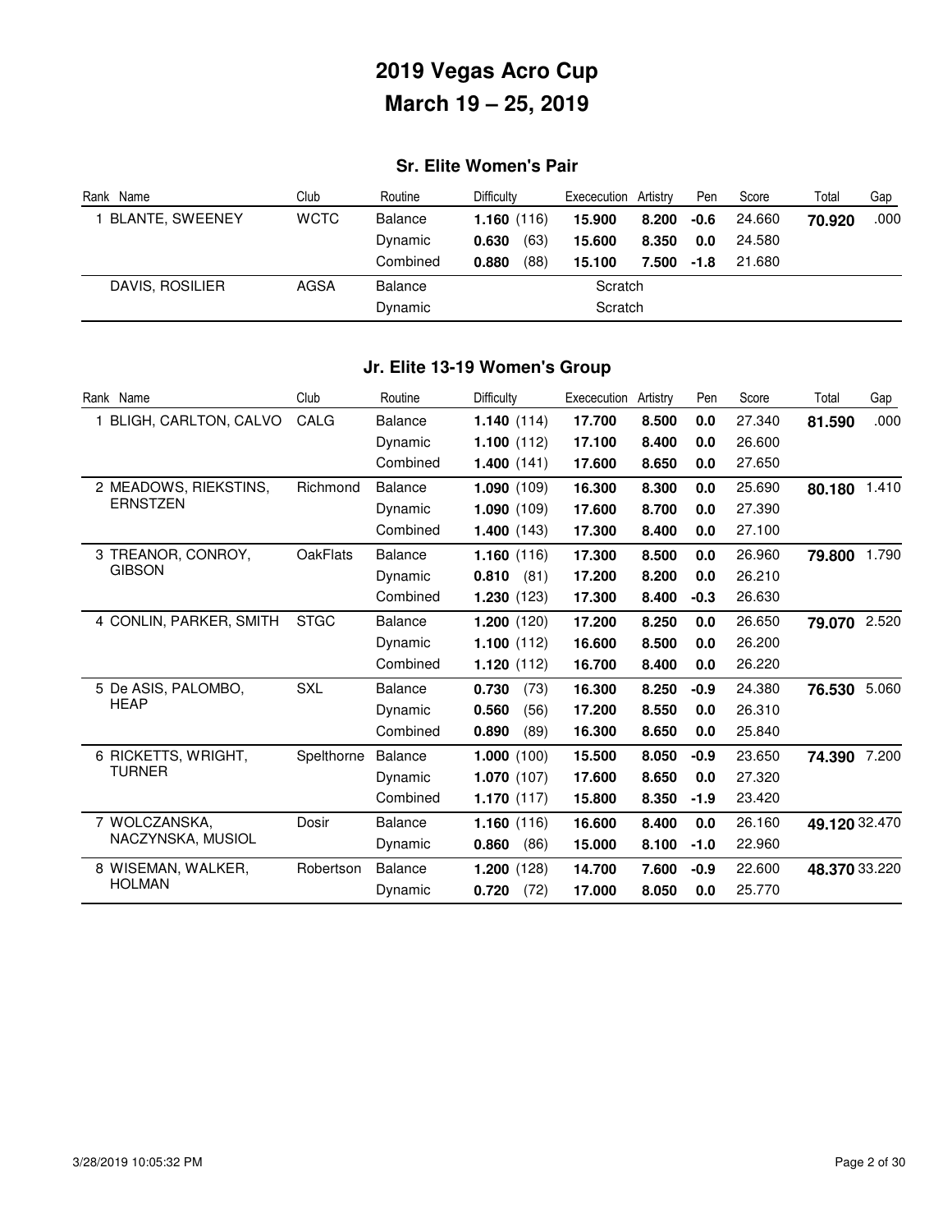# 2019 Vegas Acro Cup

# March 19 – 25, 2019

## Sr. Elite Women's Pair

| Rank | Name | Club | Routine | Difficulty | | Excecution | Artistry | Pen | Score | Total | Gap |
|---|---|---|---|---|---|---|---|---|---|---|---|
| 1 | BLANTE, SWEENEY | WCTC | Balance | **1.160** | (116) | **15.900** | **8.200** | **-0.6** | 24.660 | **70.920** | .000 |
| | | | Dynamic | **0.630** | (63) | **15.600** | **8.350** | **0.0** | 24.580 | | |
| | | | Combined | **0.880** | (88) | **15.100** | **7.500** | **-1.8** | 21.680 | | |
| | DAVIS, ROSILIER | AGSA | Balance | | | Scratch | | | | | |
| | | | Dynamic | | | Scratch | | | | | |

## Jr. Elite 13-19 Women's Group

| Rank | Name | Club | Routine | Difficulty | | Excecution | Artistry | Pen | Score | Total | Gap |
|---|---|---|---|---|---|---|---|---|---|---|---|
| 1 | BLIGH, CARLTON, CALVO | CALG | Balance | **1.140** | (114) | **17.700** | **8.500** | **0.0** | 27.340 | **81.590** | .000 |
| | | | Dynamic | **1.100** | (112) | **17.100** | **8.400** | **0.0** | 26.600 | | |
| | | | Combined | **1.400** | (141) | **17.600** | **8.650** | **0.0** | 27.650 | | |
| 2 | MEADOWS, RIEKSTINS, ERNSTZEN | Richmond | Balance | **1.090** | (109) | **16.300** | **8.300** | **0.0** | 25.690 | **80.180** | 1.410 |
| | | | Dynamic | **1.090** | (109) | **17.600** | **8.700** | **0.0** | 27.390 | | |
| | | | Combined | **1.400** | (143) | **17.300** | **8.400** | **0.0** | 27.100 | | |
| 3 | TREANOR, CONROY, GIBSON | OakFlats | Balance | **1.160** | (116) | **17.300** | **8.500** | **0.0** | 26.960 | **79.800** | 1.790 |
| | | | Dynamic | **0.810** | (81) | **17.200** | **8.200** | **0.0** | 26.210 | | |
| | | | Combined | **1.230** | (123) | **17.300** | **8.400** | **-0.3** | 26.630 | | |
| 4 | CONLIN, PARKER, SMITH | STGC | Balance | **1.200** | (120) | **17.200** | **8.250** | **0.0** | 26.650 | **79.070** | 2.520 |
| | | | Dynamic | **1.100** | (112) | **16.600** | **8.500** | **0.0** | 26.200 | | |
| | | | Combined | **1.120** | (112) | **16.700** | **8.400** | **0.0** | 26.220 | | |
| 5 | De ASIS, PALOMBO, HEAP | SXL | Balance | **0.730** | (73) | **16.300** | **8.250** | **-0.9** | 24.380 | **76.530** | 5.060 |
| | | | Dynamic | **0.560** | (56) | **17.200** | **8.550** | **0.0** | 26.310 | | |
| | | | Combined | **0.890** | (89) | **16.300** | **8.650** | **0.0** | 25.840 | | |
| 6 | RICKETTS, WRIGHT, TURNER | Spelthorne | Balance | **1.000** | (100) | **15.500** | **8.050** | **-0.9** | 23.650 | **74.390** | 7.200 |
| | | | Dynamic | **1.070** | (107) | **17.600** | **8.650** | **0.0** | 27.320 | | |
| | | | Combined | **1.170** | (117) | **15.800** | **8.350** | **-1.9** | 23.420 | | |
| 7 | WOLCZANSKA, NACZYNSKA, MUSIOL | Dosir | Balance | **1.160** | (116) | **16.600** | **8.400** | **0.0** | 26.160 | **49.120** | 32.470 |
| | | | Dynamic | **0.860** | (86) | **15.000** | **8.100** | **-1.0** | 22.960 | | |
| 8 | WISEMAN, WALKER, HOLMAN | Robertson | Balance | **1.200** | (128) | **14.700** | **7.600** | **-0.9** | 22.600 | **48.370** | 33.220 |
| | | | Dynamic | **0.720** | (72) | **17.000** | **8.050** | **0.0** | 25.770 | | |

3/28/2019 10:05:32 PM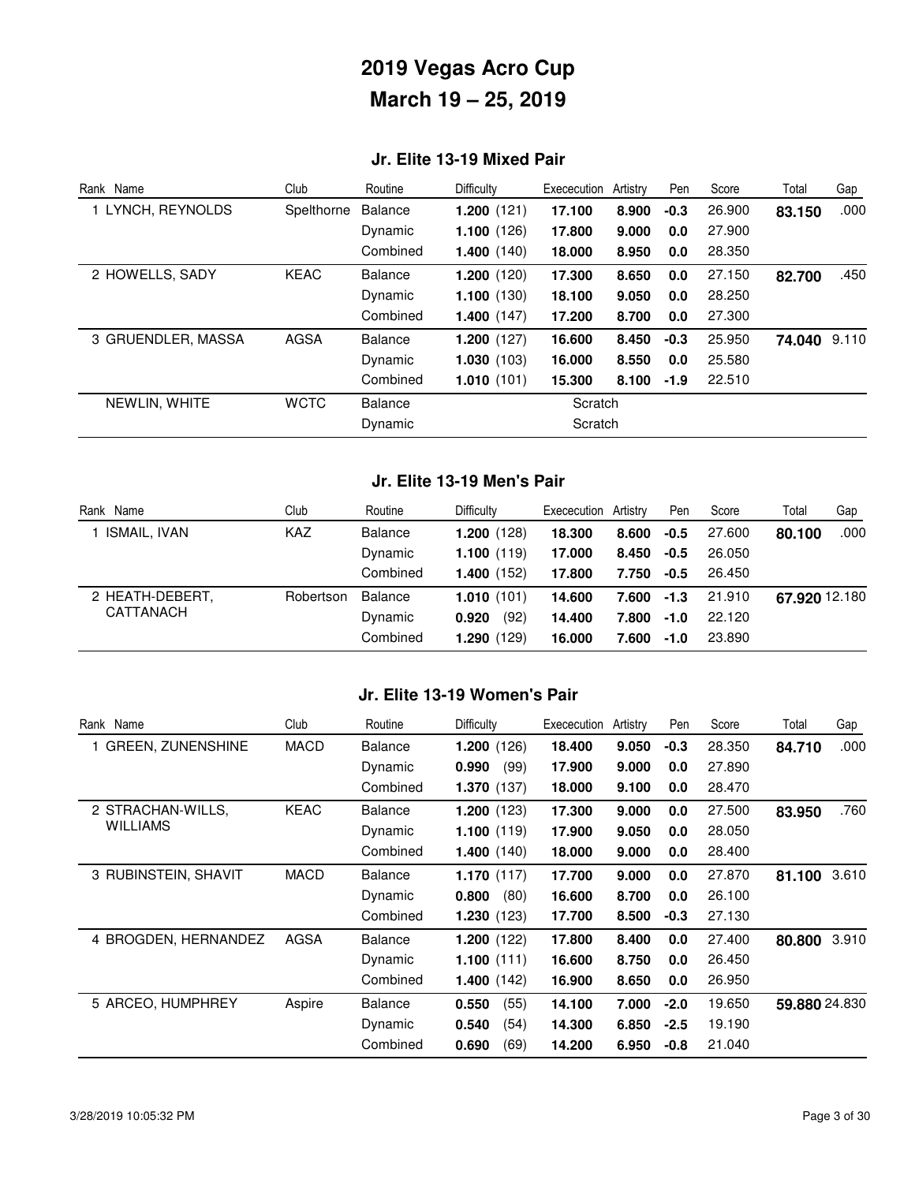# 2019 Vegas Acro Cup
# March 19 – 25, 2019

### Jr. Elite 13-19 Mixed Pair

| Rank | Name | Club | Routine | Difficulty | Ececcution | Artistry | Pen | Score | Total | Gap |
|---|---|---|---|---|---|---|---|---|---|---|
| 1 | LYNCH, REYNOLDS | Spelthorne | Balance | **1.200** (121) | **17.100** | **8.900** | **-0.3** | 26.900 | **83.150** | .000 |
| | | | Dynamic | **1.100** (126) | **17.800** | **9.000** | **0.0** | 27.900 | | |
| | | | Combined | **1.400** (140) | **18.000** | **8.950** | **0.0** | 28.350 | | |
| 2 | HOWELLS, SADY | KEAC | Balance | **1.200** (120) | **17.300** | **8.650** | **0.0** | 27.150 | **82.700** | .450 |
| | | | Dynamic | **1.100** (130) | **18.100** | **9.050** | **0.0** | 28.250 | | |
| | | | Combined | **1.400** (147) | **17.200** | **8.700** | **0.0** | 27.300 | | |
| 3 | GRUENDLER, MASSA | AGSA | Balance | **1.200** (127) | **16.600** | **8.450** | **-0.3** | 25.950 | **74.040** | 9.110 |
| | | | Dynamic | **1.030** (103) | **16.000** | **8.550** | **0.0** | 25.580 | | |
| | | | Combined | **1.010** (101) | **15.300** | **8.100** | **-1.9** | 22.510 | | |
| | NEWLIN, WHITE | WCTC | Balance | | Scratch | | | | | |
| | | | Dynamic | | Scratch | | | | | |

### Jr. Elite 13-19 Men's Pair

| Rank | Name | Club | Routine | Difficulty | Ececcution | Artistry | Pen | Score | Total | Gap |
|---|---|---|---|---|---|---|---|---|---|---|
| 1 | ISMAIL, IVAN | KAZ | Balance | **1.200** (128) | **18.300** | **8.600** | **-0.5** | 27.600 | **80.100** | .000 |
| | | | Dynamic | **1.100** (119) | **17.000** | **8.450** | **-0.5** | 26.050 | | |
| | | | Combined | **1.400** (152) | **17.800** | **7.750** | **-0.5** | 26.450 | | |
| 2 | HEATH-DEBERT, CATTANACH | Robertson | Balance | **1.010** (101) | **14.600** | **7.600** | **-1.3** | 21.910 | **67.920** | 12.180 |
| | | | Dynamic | **0.920** (92) | **14.400** | **7.800** | **-1.0** | 22.120 | | |
| | | | Combined | **1.290** (129) | **16.000** | **7.600** | **-1.0** | 23.890 | | |

### Jr. Elite 13-19 Women's Pair

| Rank | Name | Club | Routine | Difficulty | Ececcution | Artistry | Pen | Score | Total | Gap |
|---|---|---|---|---|---|---|---|---|---|---|
| 1 | GREEN, ZUNENSHINE | MACD | Balance | **1.200** (126) | **18.400** | **9.050** | **-0.3** | 28.350 | **84.710** | .000 |
| | | | Dynamic | **0.990** (99) | **17.900** | **9.000** | **0.0** | 27.890 | | |
| | | | Combined | **1.370** (137) | **18.000** | **9.100** | **0.0** | 28.470 | | |
| 2 | STRACHAN-WILLS, WILLIAMS | KEAC | Balance | **1.200** (123) | **17.300** | **9.000** | **0.0** | 27.500 | **83.950** | .760 |
| | | | Dynamic | **1.100** (119) | **17.900** | **9.050** | **0.0** | 28.050 | | |
| | | | Combined | **1.400** (140) | **18.000** | **9.000** | **0.0** | 28.400 | | |
| 3 | RUBINSTEIN, SHAVIT | MACD | Balance | **1.170** (117) | **17.700** | **9.000** | **0.0** | 27.870 | **81.100** | 3.610 |
| | | | Dynamic | **0.800** (80) | **16.600** | **8.700** | **0.0** | 26.100 | | |
| | | | Combined | **1.230** (123) | **17.700** | **8.500** | **-0.3** | 27.130 | | |
| 4 | BROGDEN, HERNANDEZ | AGSA | Balance | **1.200** (122) | **17.800** | **8.400** | **0.0** | 27.400 | **80.800** | 3.910 |
| | | | Dynamic | **1.100** (111) | **16.600** | **8.750** | **0.0** | 26.450 | | |
| | | | Combined | **1.400** (142) | **16.900** | **8.650** | **0.0** | 26.950 | | |
| 5 | ARCEO, HUMPHREY | Aspire | Balance | **0.550** (55) | **14.100** | **7.000** | **-2.0** | 19.650 | **59.880** | 24.830 |
| | | | Dynamic | **0.540** (54) | **14.300** | **6.850** | **-2.5** | 19.190 | | |
| | | | Combined | **0.690** (69) | **14.200** | **6.950** | **-0.8** | 21.040 | | |

3/28/2019 10:05:32 PM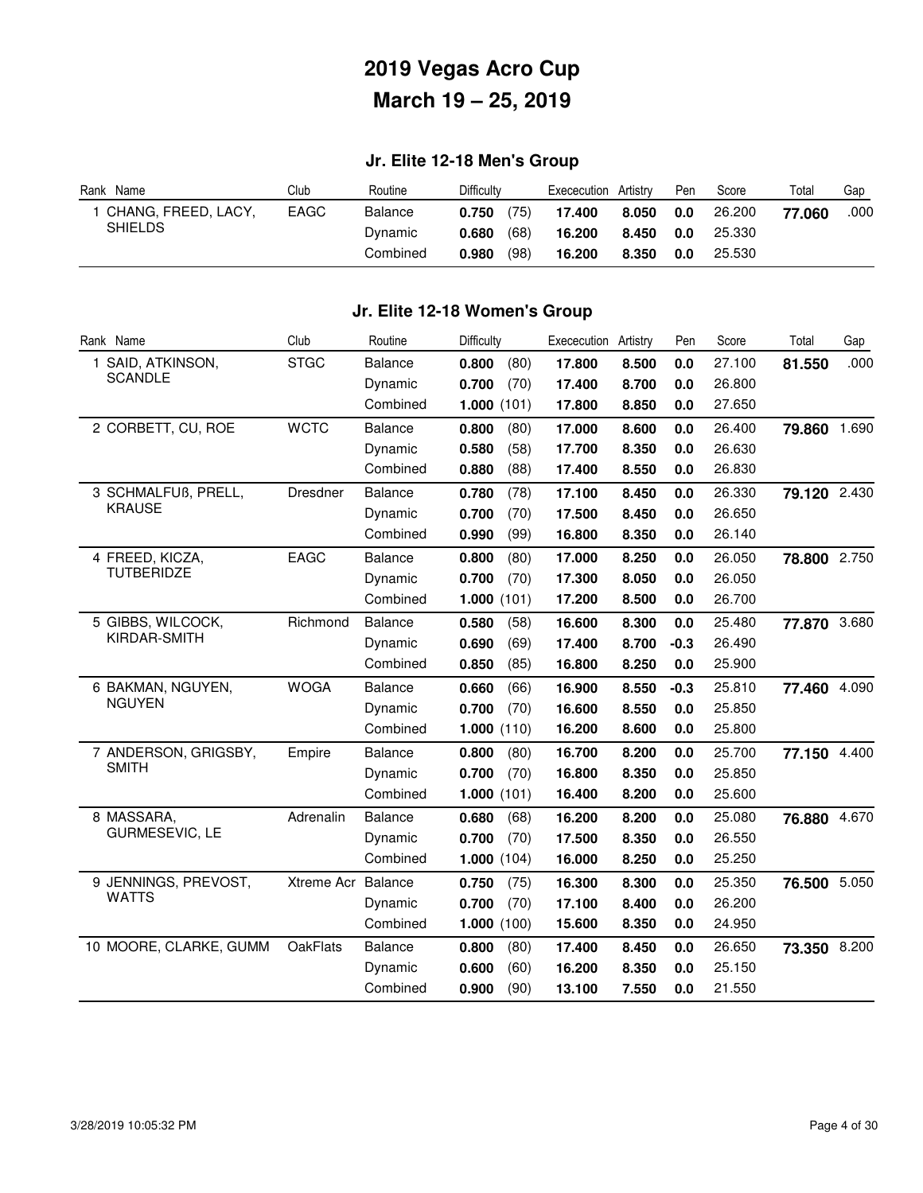# 2019 Vegas Acro Cup

# March 19 – 25, 2019

## Jr. Elite 12-18 Men's Group

| Rank | Name | Club | Routine | Difficulty | | Ececcution | Artistry | Pen | Score | Total | Gap |
|---|---|---|---|---|---|---|---|---|---|---|---|
| 1 | CHANG, FREED, LACY, SHIELDS | EAGC | Balance | **0.750** | (75) | **17.400** | **8.050** | **0.0** | 26.200 | **77.060** | .000 |
| | | | Dynamic | **0.680** | (68) | **16.200** | **8.450** | **0.0** | 25.330 | | |
| | | | Combined | **0.980** | (98) | **16.200** | **8.350** | **0.0** | 25.530 | | |

## Jr. Elite 12-18 Women's Group

| Rank | Name | Club | Routine | Difficulty | | Ececcution | Artistry | Pen | Score | Total | Gap |
|---|---|---|---|---|---|---|---|---|---|---|---|
| 1 | SAID, ATKINSON, SCANDLE | STGC | Balance | **0.800** | (80) | **17.800** | **8.500** | **0.0** | 27.100 | **81.550** | .000 |
| | | | Dynamic | **0.700** | (70) | **17.400** | **8.700** | **0.0** | 26.800 | | |
| | | | Combined | **1.000** | (101) | **17.800** | **8.850** | **0.0** | 27.650 | | |
| 2 | CORBETT, CU, ROE | WCTC | Balance | **0.800** | (80) | **17.000** | **8.600** | **0.0** | 26.400 | **79.860** | 1.690 |
| | | | Dynamic | **0.580** | (58) | **17.700** | **8.350** | **0.0** | 26.630 | | |
| | | | Combined | **0.880** | (88) | **17.400** | **8.550** | **0.0** | 26.830 | | |
| 3 | SCHMALFUß, PRELL, KRAUSE | Dresdner | Balance | **0.780** | (78) | **17.100** | **8.450** | **0.0** | 26.330 | **79.120** | 2.430 |
| | | | Dynamic | **0.700** | (70) | **17.500** | **8.450** | **0.0** | 26.650 | | |
| | | | Combined | **0.990** | (99) | **16.800** | **8.350** | **0.0** | 26.140 | | |
| 4 | FREED, KICZA, TUTBERIDZE | EAGC | Balance | **0.800** | (80) | **17.000** | **8.250** | **0.0** | 26.050 | **78.800** | 2.750 |
| | | | Dynamic | **0.700** | (70) | **17.300** | **8.050** | **0.0** | 26.050 | | |
| | | | Combined | **1.000** | (101) | **17.200** | **8.500** | **0.0** | 26.700 | | |
| 5 | GIBBS, WILCOCK, KIRDAR-SMITH | Richmond | Balance | **0.580** | (58) | **16.600** | **8.300** | **0.0** | 25.480 | **77.870** | 3.680 |
| | | | Dynamic | **0.690** | (69) | **17.400** | **8.700** | **-0.3** | 26.490 | | |
| | | | Combined | **0.850** | (85) | **16.800** | **8.250** | **0.0** | 25.900 | | |
| 6 | BAKMAN, NGUYEN, NGUYEN | WOGA | Balance | **0.660** | (66) | **16.900** | **8.550** | **-0.3** | 25.810 | **77.460** | 4.090 |
| | | | Dynamic | **0.700** | (70) | **16.600** | **8.550** | **0.0** | 25.850 | | |
| | | | Combined | **1.000** | (110) | **16.200** | **8.600** | **0.0** | 25.800 | | |
| 7 | ANDERSON, GRIGSBY, SMITH | Empire | Balance | **0.800** | (80) | **16.700** | **8.200** | **0.0** | 25.700 | **77.150** | 4.400 |
| | | | Dynamic | **0.700** | (70) | **16.800** | **8.350** | **0.0** | 25.850 | | |
| | | | Combined | **1.000** | (101) | **16.400** | **8.200** | **0.0** | 25.600 | | |
| 8 | MASSARA, GURMESEVIC, LE | Adrenalin | Balance | **0.680** | (68) | **16.200** | **8.200** | **0.0** | 25.080 | **76.880** | 4.670 |
| | | | Dynamic | **0.700** | (70) | **17.500** | **8.350** | **0.0** | 26.550 | | |
| | | | Combined | **1.000** | (104) | **16.000** | **8.250** | **0.0** | 25.250 | | |
| 9 | JENNINGS, PREVOST, WATTS | Xtreme Acr | Balance | **0.750** | (75) | **16.300** | **8.300** | **0.0** | 25.350 | **76.500** | 5.050 |
| | | | Dynamic | **0.700** | (70) | **17.100** | **8.400** | **0.0** | 26.200 | | |
| | | | Combined | **1.000** | (100) | **15.600** | **8.350** | **0.0** | 24.950 | | |
| 10 | MOORE, CLARKE, GUMM | OakFlats | Balance | **0.800** | (80) | **17.400** | **8.450** | **0.0** | 26.650 | **73.350** | 8.200 |
| | | | Dynamic | **0.600** | (60) | **16.200** | **8.350** | **0.0** | 25.150 | | |
| | | | Combined | **0.900** | (90) | **13.100** | **7.550** | **0.0** | 21.550 | | |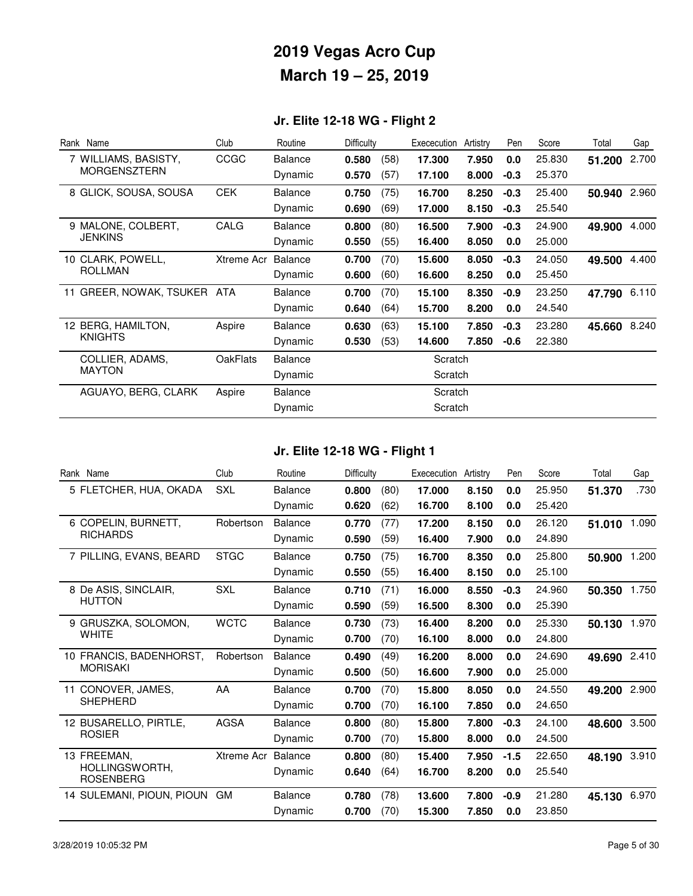# 2019 Vegas Acro Cup

# March 19 – 25, 2019

## Jr. Elite 12-18 WG - Flight 2

| Rank | Name | Club | Routine | Difficulty | | Exececution | Artistry | Pen | Score | Total | Gap |
|---|---|---|---|---|---|---|---|---|---|---|---|
| 7 | WILLIAMS, BASISTY, MORGENSZTERN | CCGC | Balance | **0.580** | (58) | **17.300** | **7.950** | **0.0** | 25.830 | **51.200** | 2.700 |
| | | | Dynamic | **0.570** | (57) | **17.100** | **8.000** | **-0.3** | 25.370 | | |
| 8 | GLICK, SOUSA, SOUSA | CEK | Balance | **0.750** | (75) | **16.700** | **8.250** | **-0.3** | 25.400 | **50.940** | 2.960 |
| | | | Dynamic | **0.690** | (69) | **17.000** | **8.150** | **-0.3** | 25.540 | | |
| 9 | MALONE, COLBERT, JENKINS | CALG | Balance | **0.800** | (80) | **16.500** | **7.900** | **-0.3** | 24.900 | **49.900** | 4.000 |
| | | | Dynamic | **0.550** | (55) | **16.400** | **8.050** | **0.0** | 25.000 | | |
| 10 | CLARK, POWELL, ROLLMAN | Xtreme Acr | Balance | **0.700** | (70) | **15.600** | **8.050** | **-0.3** | 24.050 | **49.500** | 4.400 |
| | | | Dynamic | **0.600** | (60) | **16.600** | **8.250** | **0.0** | 25.450 | | |
| 11 | GREER, NOWAK, TSUKER | ATA | Balance | **0.700** | (70) | **15.100** | **8.350** | **-0.9** | 23.250 | **47.790** | 6.110 |
| | | | Dynamic | **0.640** | (64) | **15.700** | **8.200** | **0.0** | 24.540 | | |
| 12 | BERG, HAMILTON, KNIGHTS | Aspire | Balance | **0.630** | (63) | **15.100** | **7.850** | **-0.3** | 23.280 | **45.660** | 8.240 |
| | | | Dynamic | **0.530** | (53) | **14.600** | **7.850** | **-0.6** | 22.380 | | |
| | COLLIER, ADAMS, MAYTON | OakFlats | Balance | | | Scratch | | | | | |
| | | | Dynamic | | | Scratch | | | | | |
| | AGUAYO, BERG, CLARK | Aspire | Balance | | | Scratch | | | | | |
| | | | Dynamic | | | Scratch | | | | | |

## Jr. Elite 12-18 WG - Flight 1

| Rank | Name | Club | Routine | Difficulty | | Exececution | Artistry | Pen | Score | Total | Gap |
|---|---|---|---|---|---|---|---|---|---|---|---|
| 5 | FLETCHER, HUA, OKADA | SXL | Balance | **0.800** | (80) | **17.000** | **8.150** | **0.0** | 25.950 | **51.370** | .730 |
| | | | Dynamic | **0.620** | (62) | **16.700** | **8.100** | **0.0** | 25.420 | | |
| 6 | COPELIN, BURNETT, RICHARDS | Robertson | Balance | **0.770** | (77) | **17.200** | **8.150** | **0.0** | 26.120 | **51.010** | 1.090 |
| | | | Dynamic | **0.590** | (59) | **16.400** | **7.900** | **0.0** | 24.890 | | |
| 7 | PILLING, EVANS, BEARD | STGC | Balance | **0.750** | (75) | **16.700** | **8.350** | **0.0** | 25.800 | **50.900** | 1.200 |
| | | | Dynamic | **0.550** | (55) | **16.400** | **8.150** | **0.0** | 25.100 | | |
| 8 | De ASIS, SINCLAIR, HUTTON | SXL | Balance | **0.710** | (71) | **16.000** | **8.550** | **-0.3** | 24.960 | **50.350** | 1.750 |
| | | | Dynamic | **0.590** | (59) | **16.500** | **8.300** | **0.0** | 25.390 | | |
| 9 | GRUSZKA, SOLOMON, WHITE | WCTC | Balance | **0.730** | (73) | **16.400** | **8.200** | **0.0** | 25.330 | **50.130** | 1.970 |
| | | | Dynamic | **0.700** | (70) | **16.100** | **8.000** | **0.0** | 24.800 | | |
| 10 | FRANCIS, BADENHORST, MORISAKI | Robertson | Balance | **0.490** | (49) | **16.200** | **8.000** | **0.0** | 24.690 | **49.690** | 2.410 |
| | | | Dynamic | **0.500** | (50) | **16.600** | **7.900** | **0.0** | 25.000 | | |
| 11 | CONOVER, JAMES, SHEPHERD | AA | Balance | **0.700** | (70) | **15.800** | **8.050** | **0.0** | 24.550 | **49.200** | 2.900 |
| | | | Dynamic | **0.700** | (70) | **16.100** | **7.850** | **0.0** | 24.650 | | |
| 12 | BUSARELLO, PIRTLE, ROSIER | AGSA | Balance | **0.800** | (80) | **15.800** | **7.800** | **-0.3** | 24.100 | **48.600** | 3.500 |
| | | | Dynamic | **0.700** | (70) | **15.800** | **8.000** | **0.0** | 24.500 | | |
| 13 | FREEMAN, HOLLINGSWORTH, ROSENBERG | Xtreme Acr | Balance | **0.800** | (80) | **15.400** | **7.950** | **-1.5** | 22.650 | **48.190** | 3.910 |
| | | | Dynamic | **0.640** | (64) | **16.700** | **8.200** | **0.0** | 25.540 | | |
| 14 | SULEMANI, PIOUN, PIOUN | GM | Balance | **0.780** | (78) | **13.600** | **7.800** | **-0.9** | 21.280 | **45.130** | 6.970 |
| | | | Dynamic | **0.700** | (70) | **15.300** | **7.850** | **0.0** | 23.850 | | |

3/28/2019 10:05:32 PM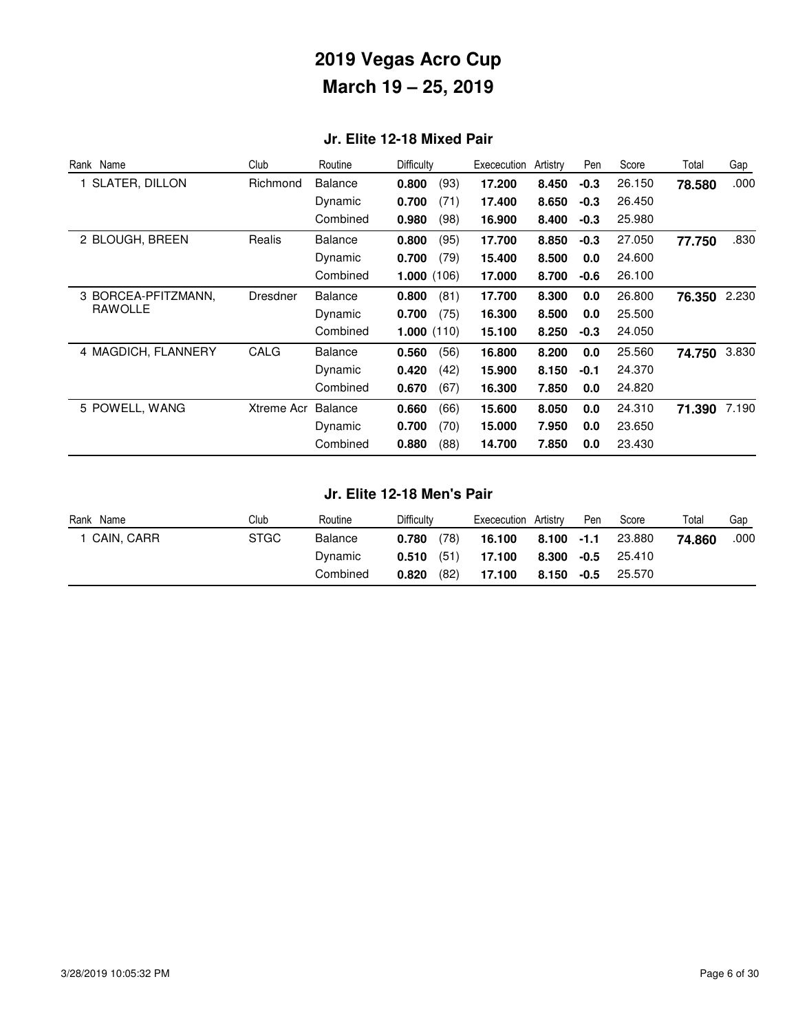# 2019 Vegas Acro Cup

# March 19 – 25, 2019

## Jr. Elite 12-18 Mixed Pair

| Rank | Name | Club | Routine | Difficulty | | Exececution | Artistry | Pen | Score | Total | Gap |
|---|---|---|---|---|---|---|---|---|---|---|---|
| 1 | SLATER, DILLON | Richmond | Balance | **0.800** | (93) | **17.200** | **8.450** | **-0.3** | 26.150 | **78.580** | .000 |
| | | | Dynamic | **0.700** | (71) | **17.400** | **8.650** | **-0.3** | 26.450 | | |
| | | | Combined | **0.980** | (98) | **16.900** | **8.400** | **-0.3** | 25.980 | | |
| 2 | BLOUGH, BREEN | Realis | Balance | **0.800** | (95) | **17.700** | **8.850** | **-0.3** | 27.050 | **77.750** | .830 |
| | | | Dynamic | **0.700** | (79) | **15.400** | **8.500** | **0.0** | 24.600 | | |
| | | | Combined | **1.000** | (106) | **17.000** | **8.700** | **-0.6** | 26.100 | | |
| 3 | BORCEA-PFITZMANN, RAWOLLE | Dresdner | Balance | **0.800** | (81) | **17.700** | **8.300** | **0.0** | 26.800 | **76.350** | 2.230 |
| | | | Dynamic | **0.700** | (75) | **16.300** | **8.500** | **0.0** | 25.500 | | |
| | | | Combined | **1.000** | (110) | **15.100** | **8.250** | **-0.3** | 24.050 | | |
| 4 | MAGDICH, FLANNERY | CALG | Balance | **0.560** | (56) | **16.800** | **8.200** | **0.0** | 25.560 | **74.750** | 3.830 |
| | | | Dynamic | **0.420** | (42) | **15.900** | **8.150** | **-0.1** | 24.370 | | |
| | | | Combined | **0.670** | (67) | **16.300** | **7.850** | **0.0** | 24.820 | | |
| 5 | POWELL, WANG | Xtreme Acr | Balance | **0.660** | (66) | **15.600** | **8.050** | **0.0** | 24.310 | **71.390** | 7.190 |
| | | | Dynamic | **0.700** | (70) | **15.000** | **7.950** | **0.0** | 23.650 | | |
| | | | Combined | **0.880** | (88) | **14.700** | **7.850** | **0.0** | 23.430 | | |

## Jr. Elite 12-18 Men's Pair

| Rank | Name | Club | Routine | Difficulty | | Exececution | Artistry | Pen | Score | Total | Gap |
|---|---|---|---|---|---|---|---|---|---|---|---|
| 1 | CAIN, CARR | STGC | Balance | **0.780** | (78) | **16.100** | **8.100** | **-1.1** | 23.880 | **74.860** | .000 |
| | | | Dynamic | **0.510** | (51) | **17.100** | **8.300** | **-0.5** | 25.410 | | |
| | | | Combined | **0.820** | (82) | **17.100** | **8.150** | **-0.5** | 25.570 | | |

3/28/2019 10:05:32 PM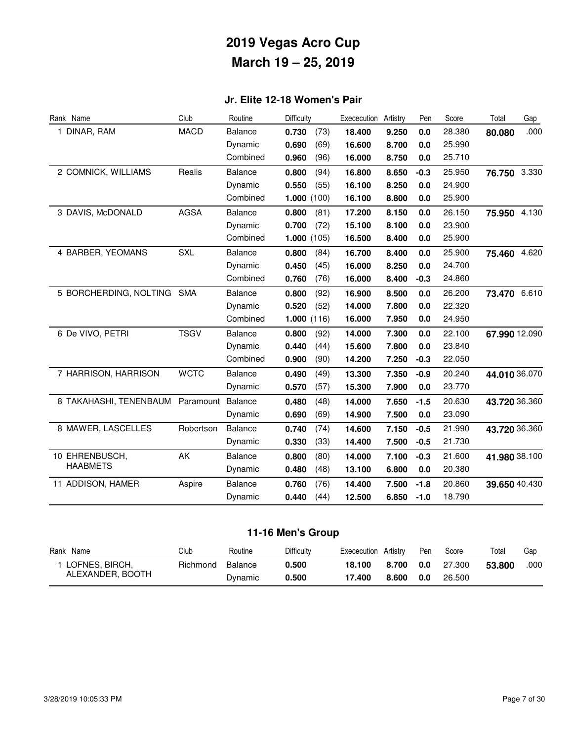# 2019 Vegas Acro Cup

# March 19 – 25, 2019

## Jr. Elite 12-18 Women's Pair

| Rank | Name | Club | Routine | Difficulty | | Exececution | Artistry | Pen | Score | Total | Gap |
|---|---|---|---|---|---|---|---|---|---|---|---|
| 1 | DINAR, RAM | MACD | Balance | **0.730** | (73) | **18.400** | **9.250** | **0.0** | 28.380 | **80.080** | .000 |
| | | | Dynamic | **0.690** | (69) | **16.600** | **8.700** | **0.0** | 25.990 | | |
| | | | Combined | **0.960** | (96) | **16.000** | **8.750** | **0.0** | 25.710 | | |
| 2 | COMNICK, WILLIAMS | Realis | Balance | **0.800** | (94) | **16.800** | **8.650** | **-0.3** | 25.950 | **76.750** | 3.330 |
| | | | Dynamic | **0.550** | (55) | **16.100** | **8.250** | **0.0** | 24.900 | | |
| | | | Combined | **1.000** | (100) | **16.100** | **8.800** | **0.0** | 25.900 | | |
| 3 | DAVIS, McDONALD | AGSA | Balance | **0.800** | (81) | **17.200** | **8.150** | **0.0** | 26.150 | **75.950** | 4.130 |
| | | | Dynamic | **0.700** | (72) | **15.100** | **8.100** | **0.0** | 23.900 | | |
| | | | Combined | **1.000** | (105) | **16.500** | **8.400** | **0.0** | 25.900 | | |
| 4 | BARBER, YEOMANS | SXL | Balance | **0.800** | (84) | **16.700** | **8.400** | **0.0** | 25.900 | **75.460** | 4.620 |
| | | | Dynamic | **0.450** | (45) | **16.000** | **8.250** | **0.0** | 24.700 | | |
| | | | Combined | **0.760** | (76) | **16.000** | **8.400** | **-0.3** | 24.860 | | |
| 5 | BORCHERDING, NOLTING | SMA | Balance | **0.800** | (92) | **16.900** | **8.500** | **0.0** | 26.200 | **73.470** | 6.610 |
| | | | Dynamic | **0.520** | (52) | **14.000** | **7.800** | **0.0** | 22.320 | | |
| | | | Combined | **1.000** | (116) | **16.000** | **7.950** | **0.0** | 24.950 | | |
| 6 | De VIVO, PETRI | TSGV | Balance | **0.800** | (92) | **14.000** | **7.300** | **0.0** | 22.100 | **67.990** | 12.090 |
| | | | Dynamic | **0.440** | (44) | **15.600** | **7.800** | **0.0** | 23.840 | | |
| | | | Combined | **0.900** | (90) | **14.200** | **7.250** | **-0.3** | 22.050 | | |
| 7 | HARRISON, HARRISON | WCTC | Balance | **0.490** | (49) | **13.300** | **7.350** | **-0.9** | 20.240 | **44.010** | 36.070 |
| | | | Dynamic | **0.570** | (57) | **15.300** | **7.900** | **0.0** | 23.770 | | |
| 8 | TAKAHASHI, TENENBAUM | Paramount | Balance | **0.480** | (48) | **14.000** | **7.650** | **-1.5** | 20.630 | **43.720** | 36.360 |
| | | | Dynamic | **0.690** | (69) | **14.900** | **7.500** | **0.0** | 23.090 | | |
| 8 | MAWER, LASCELLES | Robertson | Balance | **0.740** | (74) | **14.600** | **7.150** | **-0.5** | 21.990 | **43.720** | 36.360 |
| | | | Dynamic | **0.330** | (33) | **14.400** | **7.500** | **-0.5** | 21.730 | | |
| 10 | EHRENBUSCH, HAABMETS | AK | Balance | **0.800** | (80) | **14.000** | **7.100** | **-0.3** | 21.600 | **41.980** | 38.100 |
| | | | Dynamic | **0.480** | (48) | **13.100** | **6.800** | **0.0** | 20.380 | | |
| 11 | ADDISON, HAMER | Aspire | Balance | **0.760** | (76) | **14.400** | **7.500** | **-1.8** | 20.860 | **39.650** | 40.430 |
| | | | Dynamic | **0.440** | (44) | **12.500** | **6.850** | **-1.0** | 18.790 | | |

## 11-16 Men's Group

| Rank | Name | Club | Routine | Difficulty | Exececution | Artistry | Pen | Score | Total | Gap |
|---|---|---|---|---|---|---|---|---|---|---|
| 1 | LOFNES, BIRCH, ALEXANDER, BOOTH | Richmond | Balance | **0.500** | **18.100** | **8.700** | **0.0** | 27.300 | **53.800** | .000 |
| | | | Dynamic | **0.500** | **17.400** | **8.600** | **0.0** | 26.500 | | |

3/28/2019 10:05:33 PM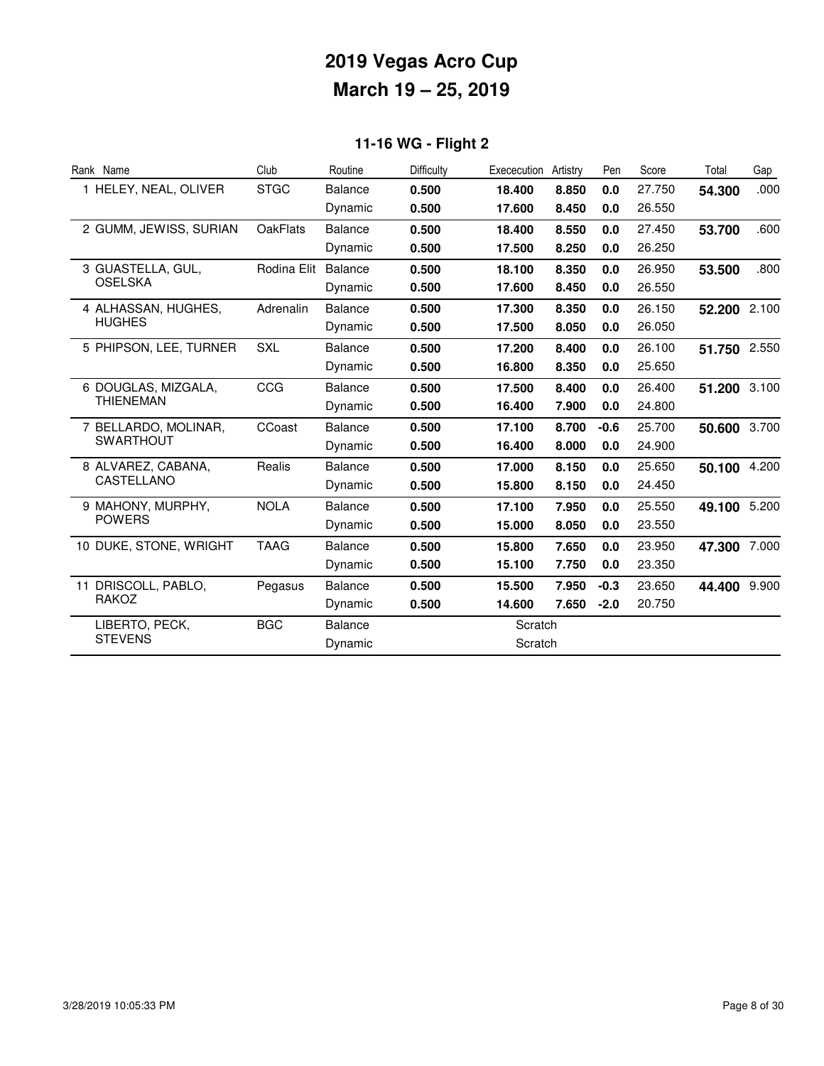# 2019 Vegas Acro Cup

## March 19 – 25, 2019

### 11-16 WG - Flight 2

| Rank | Name | Club | Routine | Difficulty | Exececution | Artistry | Pen | Score | Total | Gap |
|---|---|---|---|---|---|---|---|---|---|---|
| 1 | HELEY, NEAL, OLIVER | STGC | Balance | **0.500** | **18.400** | **8.850** | **0.0** | 27.750 | **54.300** | .000 |
| | | | Dynamic | **0.500** | **17.600** | **8.450** | **0.0** | 26.550 | | |
| 2 | GUMM, JEWISS, SURIAN | OakFlats | Balance | **0.500** | **18.400** | **8.550** | **0.0** | 27.450 | **53.700** | .600 |
| | | | Dynamic | **0.500** | **17.500** | **8.250** | **0.0** | 26.250 | | |
| 3 | GUASTELLA, GUL, OSELSKA | Rodina Elit | Balance | **0.500** | **18.100** | **8.350** | **0.0** | 26.950 | **53.500** | .800 |
| | | | Dynamic | **0.500** | **17.600** | **8.450** | **0.0** | 26.550 | | |
| 4 | ALHASSAN, HUGHES, HUGHES | Adrenalin | Balance | **0.500** | **17.300** | **8.350** | **0.0** | 26.150 | **52.200** | 2.100 |
| | | | Dynamic | **0.500** | **17.500** | **8.050** | **0.0** | 26.050 | | |
| 5 | PHIPSON, LEE, TURNER | SXL | Balance | **0.500** | **17.200** | **8.400** | **0.0** | 26.100 | **51.750** | 2.550 |
| | | | Dynamic | **0.500** | **16.800** | **8.350** | **0.0** | 25.650 | | |
| 6 | DOUGLAS, MIZGALA, THIENEMAN | CCG | Balance | **0.500** | **17.500** | **8.400** | **0.0** | 26.400 | **51.200** | 3.100 |
| | | | Dynamic | **0.500** | **16.400** | **7.900** | **0.0** | 24.800 | | |
| 7 | BELLARDO, MOLINAR, SWARTHOUT | CCoast | Balance | **0.500** | **17.100** | **8.700** | **-0.6** | 25.700 | **50.600** | 3.700 |
| | | | Dynamic | **0.500** | **16.400** | **8.000** | **0.0** | 24.900 | | |
| 8 | ALVAREZ, CABANA, CASTELLANO | Realis | Balance | **0.500** | **17.000** | **8.150** | **0.0** | 25.650 | **50.100** | 4.200 |
| | | | Dynamic | **0.500** | **15.800** | **8.150** | **0.0** | 24.450 | | |
| 9 | MAHONY, MURPHY, POWERS | NOLA | Balance | **0.500** | **17.100** | **7.950** | **0.0** | 25.550 | **49.100** | 5.200 |
| | | | Dynamic | **0.500** | **15.000** | **8.050** | **0.0** | 23.550 | | |
| 10 | DUKE, STONE, WRIGHT | TAAG | Balance | **0.500** | **15.800** | **7.650** | **0.0** | 23.950 | **47.300** | 7.000 |
| | | | Dynamic | **0.500** | **15.100** | **7.750** | **0.0** | 23.350 | | |
| 11 | DRISCOLL, PABLO, RAKOZ | Pegasus | Balance | **0.500** | **15.500** | **7.950** | **-0.3** | 23.650 | **44.400** | 9.900 |
| | | | Dynamic | **0.500** | **14.600** | **7.650** | **-2.0** | 20.750 | | |
| | LIBERTO, PECK, STEVENS | BGC | Balance | | Scratch | | | | | |
| | | | Dynamic | | Scratch | | | | | |

3/28/2019 10:05:33 PM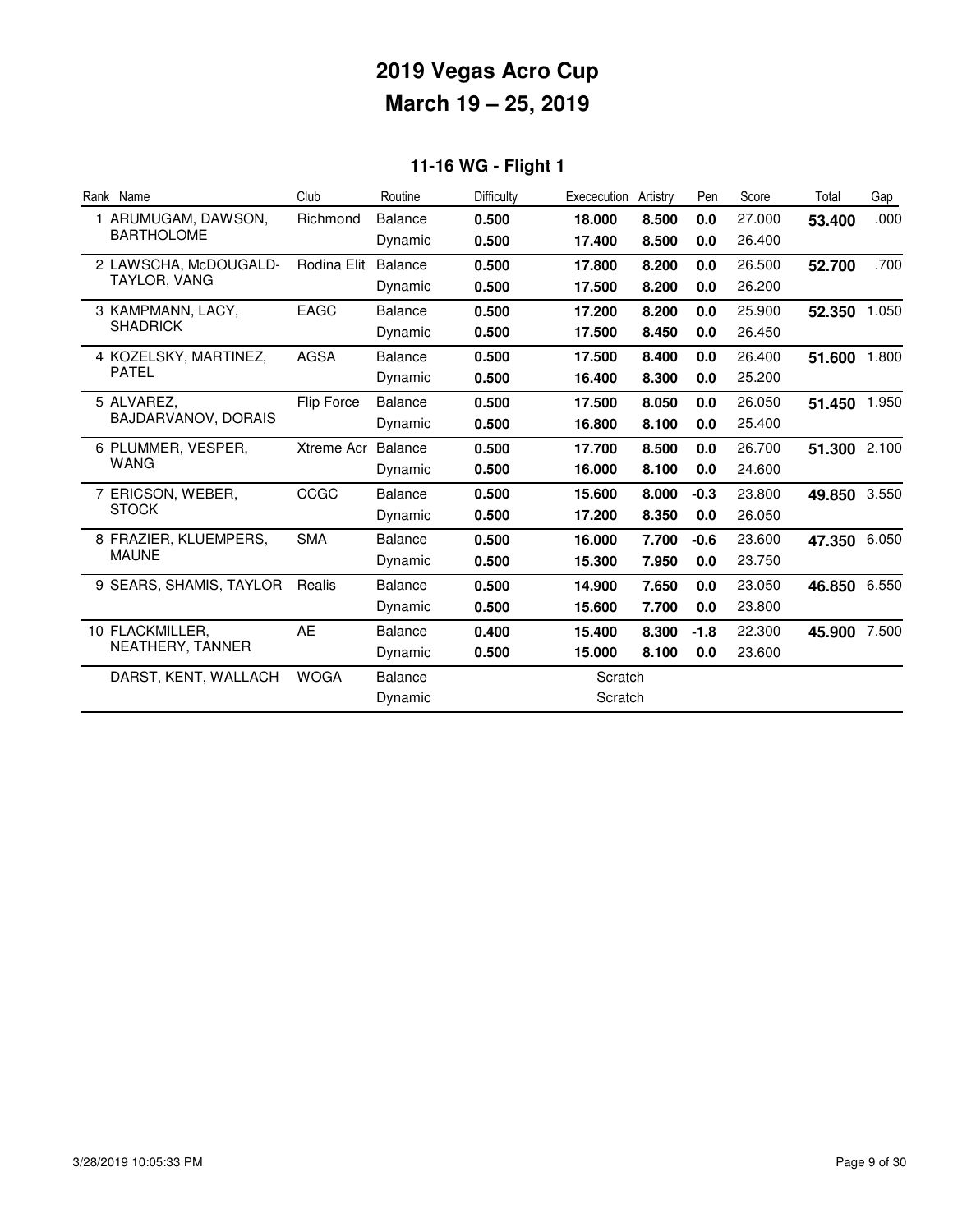# 2019 Vegas Acro Cup

# March 19 – 25, 2019

## 11-16 WG - Flight 1

| Rank | Name | Club | Routine | Difficulty | Exececution | Artistry | Pen | Score | Total | Gap |
|---|---|---|---|---|---|---|---|---|---|---|
| 1 | ARUMUGAM, DAWSON, BARTHOLOME | Richmond | Balance | **0.500** | **18.000** | **8.500** | **0.0** | 27.000 | **53.400** | .000 |
| | | | Dynamic | **0.500** | **17.400** | **8.500** | **0.0** | 26.400 | | |
| 2 | LAWSCHA, McDOUGALD-TAYLOR, VANG | Rodina Elit | Balance | **0.500** | **17.800** | **8.200** | **0.0** | 26.500 | **52.700** | .700 |
| | | | Dynamic | **0.500** | **17.500** | **8.200** | **0.0** | 26.200 | | |
| 3 | KAMPMANN, LACY, SHADRICK | EAGC | Balance | **0.500** | **17.200** | **8.200** | **0.0** | 25.900 | **52.350** | 1.050 |
| | | | Dynamic | **0.500** | **17.500** | **8.450** | **0.0** | 26.450 | | |
| 4 | KOZELSKY, MARTINEZ, PATEL | AGSA | Balance | **0.500** | **17.500** | **8.400** | **0.0** | 26.400 | **51.600** | 1.800 |
| | | | Dynamic | **0.500** | **16.400** | **8.300** | **0.0** | 25.200 | | |
| 5 | ALVAREZ, BAJDARVANOV, DORAIS | Flip Force | Balance | **0.500** | **17.500** | **8.050** | **0.0** | 26.050 | **51.450** | 1.950 |
| | | | Dynamic | **0.500** | **16.800** | **8.100** | **0.0** | 25.400 | | |
| 6 | PLUMMER, VESPER, WANG | Xtreme Acr | Balance | **0.500** | **17.700** | **8.500** | **0.0** | 26.700 | **51.300** | 2.100 |
| | | | Dynamic | **0.500** | **16.000** | **8.100** | **0.0** | 24.600 | | |
| 7 | ERICSON, WEBER, STOCK | CCGC | Balance | **0.500** | **15.600** | **8.000** | **-0.3** | 23.800 | **49.850** | 3.550 |
| | | | Dynamic | **0.500** | **17.200** | **8.350** | **0.0** | 26.050 | | |
| 8 | FRAZIER, KLUEMPERS, MAUNE | SMA | Balance | **0.500** | **16.000** | **7.700** | **-0.6** | 23.600 | **47.350** | 6.050 |
| | | | Dynamic | **0.500** | **15.300** | **7.950** | **0.0** | 23.750 | | |
| 9 | SEARS, SHAMIS, TAYLOR | Realis | Balance | **0.500** | **14.900** | **7.650** | **0.0** | 23.050 | **46.850** | 6.550 |
| | | | Dynamic | **0.500** | **15.600** | **7.700** | **0.0** | 23.800 | | |
| 10 | FLACKMILLER, NEATHERY, TANNER | AE | Balance | **0.400** | **15.400** | **8.300** | **-1.8** | 22.300 | **45.900** | 7.500 |
| | | | Dynamic | **0.500** | **15.000** | **8.100** | **0.0** | 23.600 | | |
| | DARST, KENT, WALLACH | WOGA | Balance | | Scratch | | | | | |
| | | | Dynamic | | Scratch | | | | | |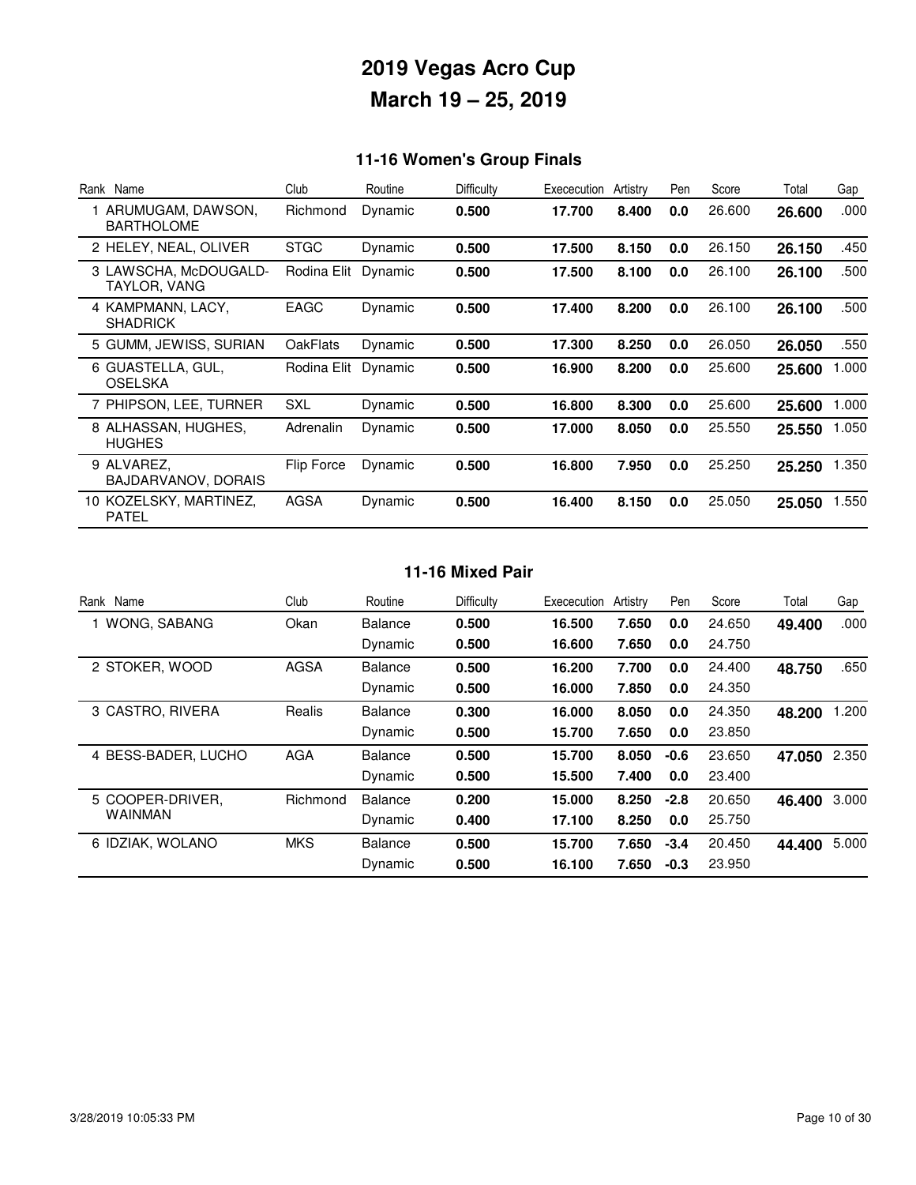# 2019 Vegas Acro Cup

# March 19 – 25, 2019

## 11-16 Women's Group Finals

| Rank | Name | Club | Routine | Difficulty | Exececution | Artistry | Pen | Score | Total | Gap |
|---|---|---|---|---|---|---|---|---|---|---|
| 1 | ARUMUGAM, DAWSON, BARTHOLOME | Richmond | Dynamic | **0.500** | **17.700** | **8.400** | **0.0** | 26.600 | **26.600** | .000 |
| 2 | HELEY, NEAL, OLIVER | STGC | Dynamic | **0.500** | **17.500** | **8.150** | **0.0** | 26.150 | **26.150** | .450 |
| 3 | LAWSCHA, McDOUGALD-TAYLOR, VANG | Rodina Elit | Dynamic | **0.500** | **17.500** | **8.100** | **0.0** | 26.100 | **26.100** | .500 |
| 4 | KAMPMANN, LACY, SHADRICK | EAGC | Dynamic | **0.500** | **17.400** | **8.200** | **0.0** | 26.100 | **26.100** | .500 |
| 5 | GUMM, JEWISS, SURIAN | OakFlats | Dynamic | **0.500** | **17.300** | **8.250** | **0.0** | 26.050 | **26.050** | .550 |
| 6 | GUASTELLA, GUL, OSELSKA | Rodina Elit | Dynamic | **0.500** | **16.900** | **8.200** | **0.0** | 25.600 | **25.600** | 1.000 |
| 7 | PHIPSON, LEE, TURNER | SXL | Dynamic | **0.500** | **16.800** | **8.300** | **0.0** | 25.600 | **25.600** | 1.000 |
| 8 | ALHASSAN, HUGHES, HUGHES | Adrenalin | Dynamic | **0.500** | **17.000** | **8.050** | **0.0** | 25.550 | **25.550** | 1.050 |
| 9 | ALVAREZ, BAJDARVANOV, DORAIS | Flip Force | Dynamic | **0.500** | **16.800** | **7.950** | **0.0** | 25.250 | **25.250** | 1.350 |
| 10 | KOZELSKY, MARTINEZ, PATEL | AGSA | Dynamic | **0.500** | **16.400** | **8.150** | **0.0** | 25.050 | **25.050** | 1.550 |

## 11-16 Mixed Pair

| Rank | Name | Club | Routine | Difficulty | Exececution | Artistry | Pen | Score | Total | Gap |
|---|---|---|---|---|---|---|---|---|---|---|
| 1 | WONG, SABANG | Okan | Balance | **0.500** | **16.500** | **7.650** | **0.0** | 24.650 | **49.400** | .000 |
| | | | Dynamic | **0.500** | **16.600** | **7.650** | **0.0** | 24.750 | | |
| 2 | STOKER, WOOD | AGSA | Balance | **0.500** | **16.200** | **7.700** | **0.0** | 24.400 | **48.750** | .650 |
| | | | Dynamic | **0.500** | **16.000** | **7.850** | **0.0** | 24.350 | | |
| 3 | CASTRO, RIVERA | Realis | Balance | **0.300** | **16.000** | **8.050** | **0.0** | 24.350 | **48.200** | 1.200 |
| | | | Dynamic | **0.500** | **15.700** | **7.650** | **0.0** | 23.850 | | |
| 4 | BESS-BADER, LUCHO | AGA | Balance | **0.500** | **15.700** | **8.050** | **-0.6** | 23.650 | **47.050** | 2.350 |
| | | | Dynamic | **0.500** | **15.500** | **7.400** | **0.0** | 23.400 | | |
| 5 | COOPER-DRIVER, WAINMAN | Richmond | Balance | **0.200** | **15.000** | **8.250** | **-2.8** | 20.650 | **46.400** | 3.000 |
| | | | Dynamic | **0.400** | **17.100** | **8.250** | **0.0** | 25.750 | | |
| 6 | IDZIAK, WOLANO | MKS | Balance | **0.500** | **15.700** | **7.650** | **-3.4** | 20.450 | **44.400** | 5.000 |
| | | | Dynamic | **0.500** | **16.100** | **7.650** | **-0.3** | 23.950 | | |

3/28/2019 10:05:33 PM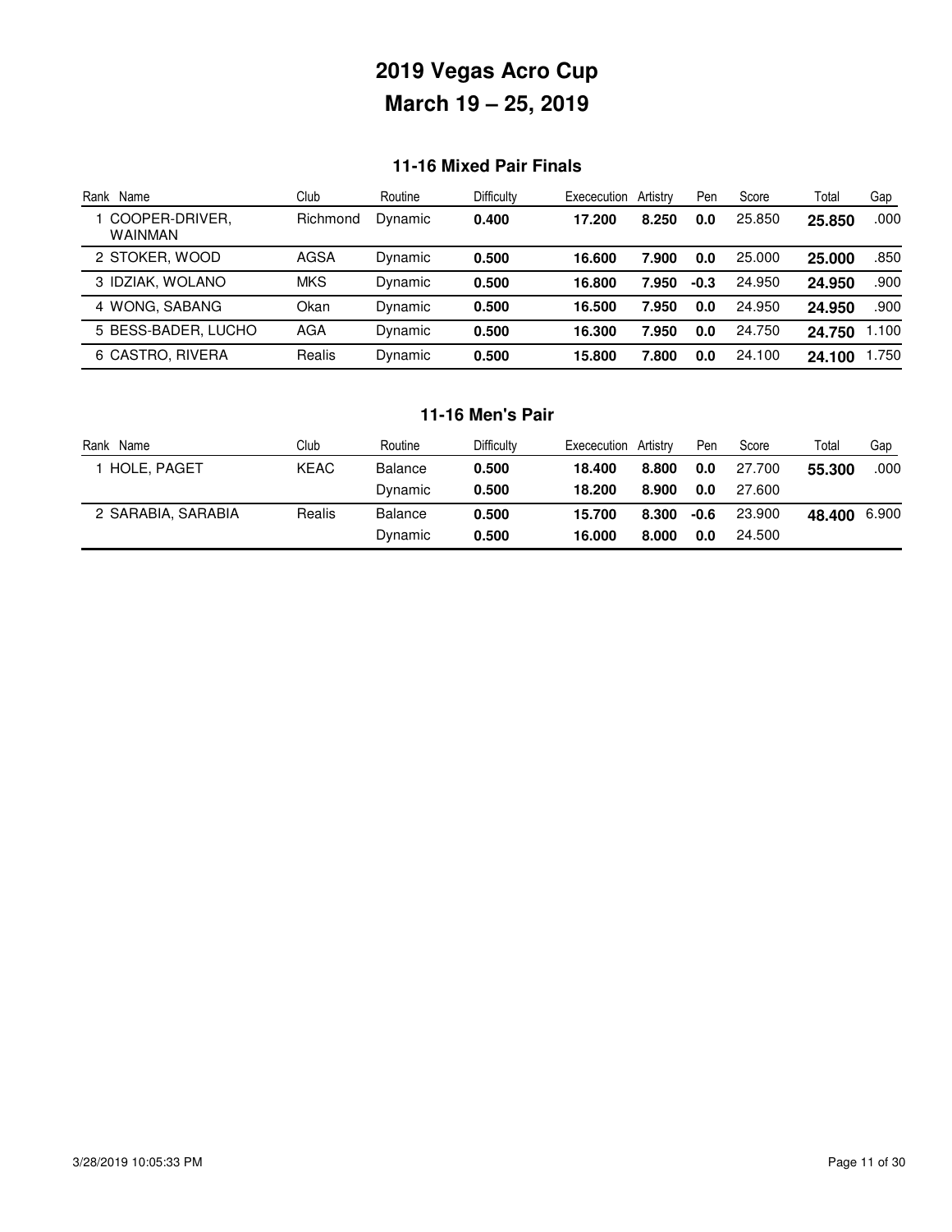# 2019 Vegas Acro Cup

# March 19 – 25, 2019

## 11-16 Mixed Pair Finals

| Rank | Name | Club | Routine | Difficulty | Executecution | Artistry | Pen | Score | Total | Gap |
|---|---|---|---|---|---|---|---|---|---|---|
| 1 | COOPER-DRIVER, WAINMAN | Richmond | Dynamic | **0.400** | **17.200** | **8.250** | **0.0** | 25.850 | **25.850** | .000 |
| 2 | STOKER, WOOD | AGSA | Dynamic | **0.500** | **16.600** | **7.900** | **0.0** | 25.000 | **25.000** | .850 |
| 3 | IDZIAK, WOLANO | MKS | Dynamic | **0.500** | **16.800** | **7.950** | **-0.3** | 24.950 | **24.950** | .900 |
| 4 | WONG, SABANG | Okan | Dynamic | **0.500** | **16.500** | **7.950** | **0.0** | 24.950 | **24.950** | .900 |
| 5 | BESS-BADER, LUCHO | AGA | Dynamic | **0.500** | **16.300** | **7.950** | **0.0** | 24.750 | **24.750** | 1.100 |
| 6 | CASTRO, RIVERA | Realis | Dynamic | **0.500** | **15.800** | **7.800** | **0.0** | 24.100 | **24.100** | 1.750 |

## 11-16 Men's Pair

| Rank | Name | Club | Routine | Difficulty | Executecution | Artistry | Pen | Score | Total | Gap |
|---|---|---|---|---|---|---|---|---|---|---|
| 1 | HOLE, PAGET | KEAC | Balance | **0.500** | **18.400** | **8.800** | **0.0** | 27.700 | **55.300** | .000 |
| | | | Dynamic | **0.500** | **18.200** | **8.900** | **0.0** | 27.600 | | |
| 2 | SARABIA, SARABIA | Realis | Balance | **0.500** | **15.700** | **8.300** | **-0.6** | 23.900 | **48.400** | 6.900 |
| | | | Dynamic | **0.500** | **16.000** | **8.000** | **0.0** | 24.500 | | |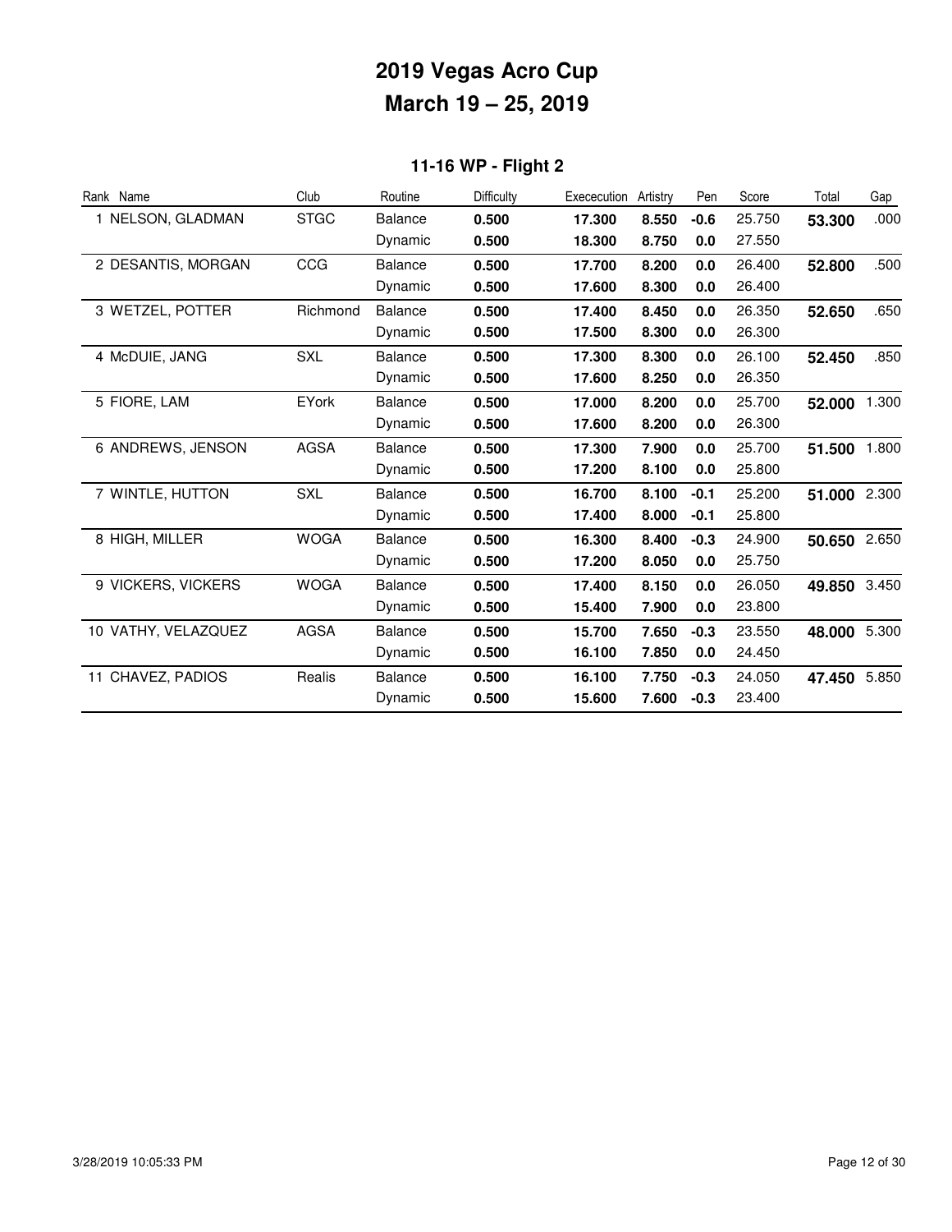# 2019 Vegas Acro Cup
# March 19 – 25, 2019

## 11-16 WP - Flight 2

| Rank | Name | Club | Routine | Difficulty | Excecution | Artistry | Pen | Score | Total | Gap |
|---|---|---|---|---|---|---|---|---|---|---|
| 1 | NELSON, GLADMAN | STGC | Balance | **0.500** | **17.300** | **8.550** | **-0.6** | 25.750 | **53.300** | .000 |
| | | | Dynamic | **0.500** | **18.300** | **8.750** | **0.0** | 27.550 | | |
| 2 | DESANTIS, MORGAN | CCG | Balance | **0.500** | **17.700** | **8.200** | **0.0** | 26.400 | **52.800** | .500 |
| | | | Dynamic | **0.500** | **17.600** | **8.300** | **0.0** | 26.400 | | |
| 3 | WETZEL, POTTER | Richmond | Balance | **0.500** | **17.400** | **8.450** | **0.0** | 26.350 | **52.650** | .650 |
| | | | Dynamic | **0.500** | **17.500** | **8.300** | **0.0** | 26.300 | | |
| 4 | McDUIE, JANG | SXL | Balance | **0.500** | **17.300** | **8.300** | **0.0** | 26.100 | **52.450** | .850 |
| | | | Dynamic | **0.500** | **17.600** | **8.250** | **0.0** | 26.350 | | |
| 5 | FIORE, LAM | EYork | Balance | **0.500** | **17.000** | **8.200** | **0.0** | 25.700 | **52.000** | 1.300 |
| | | | Dynamic | **0.500** | **17.600** | **8.200** | **0.0** | 26.300 | | |
| 6 | ANDREWS, JENSON | AGSA | Balance | **0.500** | **17.300** | **7.900** | **0.0** | 25.700 | **51.500** | 1.800 |
| | | | Dynamic | **0.500** | **17.200** | **8.100** | **0.0** | 25.800 | | |
| 7 | WINTLE, HUTTON | SXL | Balance | **0.500** | **16.700** | **8.100** | **-0.1** | 25.200 | **51.000** | 2.300 |
| | | | Dynamic | **0.500** | **17.400** | **8.000** | **-0.1** | 25.800 | | |
| 8 | HIGH, MILLER | WOGA | Balance | **0.500** | **16.300** | **8.400** | **-0.3** | 24.900 | **50.650** | 2.650 |
| | | | Dynamic | **0.500** | **17.200** | **8.050** | **0.0** | 25.750 | | |
| 9 | VICKERS, VICKERS | WOGA | Balance | **0.500** | **17.400** | **8.150** | **0.0** | 26.050 | **49.850** | 3.450 |
| | | | Dynamic | **0.500** | **15.400** | **7.900** | **0.0** | 23.800 | | |
| 10 | VATHY, VELAZQUEZ | AGSA | Balance | **0.500** | **15.700** | **7.650** | **-0.3** | 23.550 | **48.000** | 5.300 |
| | | | Dynamic | **0.500** | **16.100** | **7.850** | **0.0** | 24.450 | | |
| 11 | CHAVEZ, PADIOS | Realis | Balance | **0.500** | **16.100** | **7.750** | **-0.3** | 24.050 | **47.450** | 5.850 |
| | | | Dynamic | **0.500** | **15.600** | **7.600** | **-0.3** | 23.400 | | |

3/28/2019 10:05:33 PM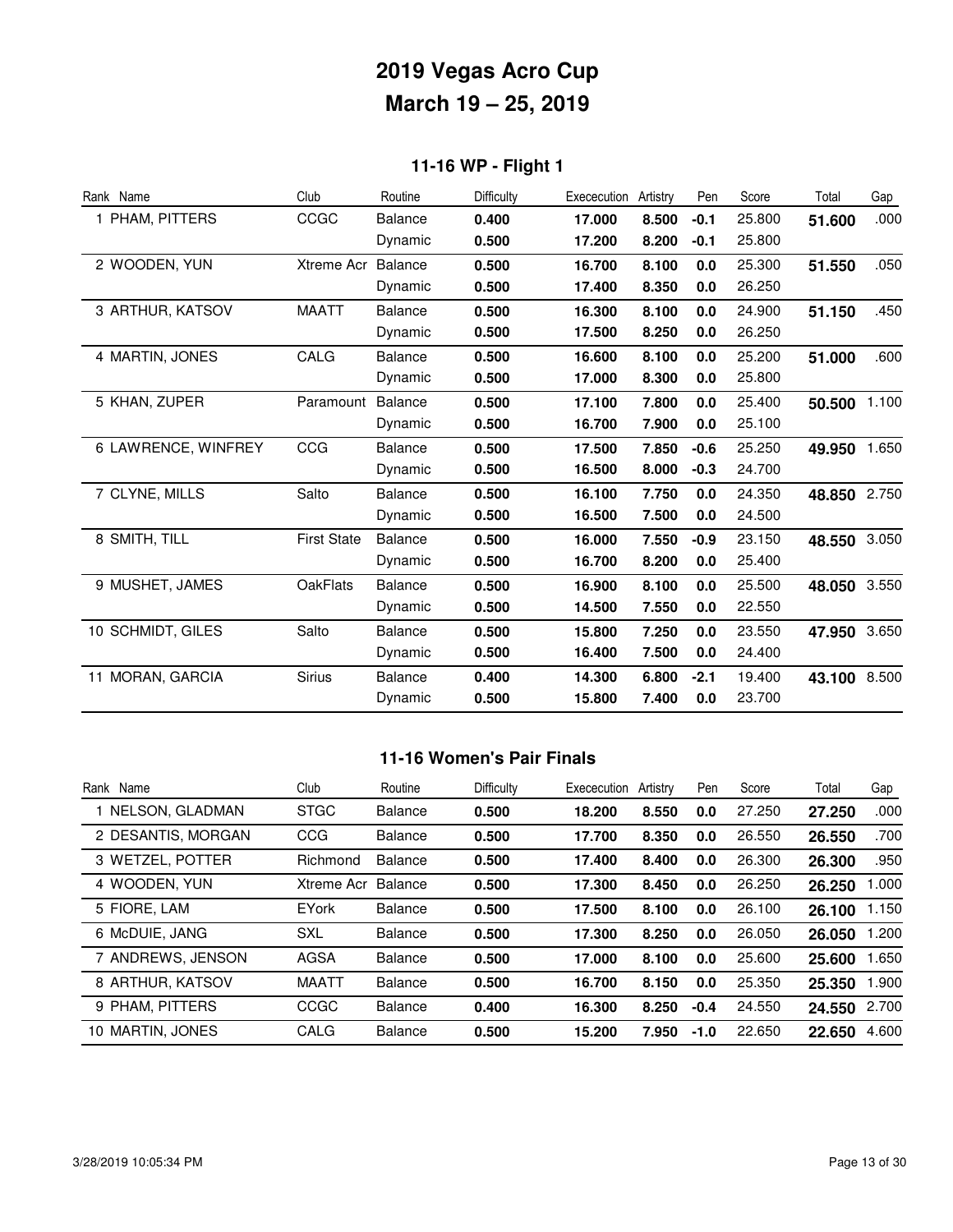# 2019 Vegas Acro Cup

# March 19 – 25, 2019

## 11-16 WP - Flight 1

| Rank | Name | Club | Routine | Difficulty | Exececution | Artistry | Pen | Score | Total | Gap |
|---|---|---|---|---|---|---|---|---|---|---|
| 1 | PHAM, PITTERS | CCGC | Balance | **0.400** | **17.000** | **8.500** | **-0.1** | 25.800 | **51.600** | .000 |
| | | | Dynamic | **0.500** | **17.200** | **8.200** | **-0.1** | 25.800 | | |
| 2 | WOODEN, YUN | Xtreme Acr | Balance | **0.500** | **16.700** | **8.100** | **0.0** | 25.300 | **51.550** | .050 |
| | | | Dynamic | **0.500** | **17.400** | **8.350** | **0.0** | 26.250 | | |
| 3 | ARTHUR, KATSOV | MAATT | Balance | **0.500** | **16.300** | **8.100** | **0.0** | 24.900 | **51.150** | .450 |
| | | | Dynamic | **0.500** | **17.500** | **8.250** | **0.0** | 26.250 | | |
| 4 | MARTIN, JONES | CALG | Balance | **0.500** | **16.600** | **8.100** | **0.0** | 25.200 | **51.000** | .600 |
| | | | Dynamic | **0.500** | **17.000** | **8.300** | **0.0** | 25.800 | | |
| 5 | KHAN, ZUPER | Paramount | Balance | **0.500** | **17.100** | **7.800** | **0.0** | 25.400 | **50.500** | 1.100 |
| | | | Dynamic | **0.500** | **16.700** | **7.900** | **0.0** | 25.100 | | |
| 6 | LAWRENCE, WINFREY | CCG | Balance | **0.500** | **17.500** | **7.850** | **-0.6** | 25.250 | **49.950** | 1.650 |
| | | | Dynamic | **0.500** | **16.500** | **8.000** | **-0.3** | 24.700 | | |
| 7 | CLYNE, MILLS | Salto | Balance | **0.500** | **16.100** | **7.750** | **0.0** | 24.350 | **48.850** | 2.750 |
| | | | Dynamic | **0.500** | **16.500** | **7.500** | **0.0** | 24.500 | | |
| 8 | SMITH, TILL | First State | Balance | **0.500** | **16.000** | **7.550** | **-0.9** | 23.150 | **48.550** | 3.050 |
| | | | Dynamic | **0.500** | **16.700** | **8.200** | **0.0** | 25.400 | | |
| 9 | MUSHET, JAMES | OakFlats | Balance | **0.500** | **16.900** | **8.100** | **0.0** | 25.500 | **48.050** | 3.550 |
| | | | Dynamic | **0.500** | **14.500** | **7.550** | **0.0** | 22.550 | | |
| 10 | SCHMIDT, GILES | Salto | Balance | **0.500** | **15.800** | **7.250** | **0.0** | 23.550 | **47.950** | 3.650 |
| | | | Dynamic | **0.500** | **16.400** | **7.500** | **0.0** | 24.400 | | |
| 11 | MORAN, GARCIA | Sirius | Balance | **0.400** | **14.300** | **6.800** | **-2.1** | 19.400 | **43.100** | 8.500 |
| | | | Dynamic | **0.500** | **15.800** | **7.400** | **0.0** | 23.700 | | |

## 11-16 Women's Pair Finals

| Rank | Name | Club | Routine | Difficulty | Exececution | Artistry | Pen | Score | Total | Gap |
|---|---|---|---|---|---|---|---|---|---|---|
| 1 | NELSON, GLADMAN | STGC | Balance | **0.500** | **18.200** | **8.550** | **0.0** | 27.250 | **27.250** | .000 |
| 2 | DESANTIS, MORGAN | CCG | Balance | **0.500** | **17.700** | **8.350** | **0.0** | 26.550 | **26.550** | .700 |
| 3 | WETZEL, POTTER | Richmond | Balance | **0.500** | **17.400** | **8.400** | **0.0** | 26.300 | **26.300** | .950 |
| 4 | WOODEN, YUN | Xtreme Acr | Balance | **0.500** | **17.300** | **8.450** | **0.0** | 26.250 | **26.250** | 1.000 |
| 5 | FIORE, LAM | EYork | Balance | **0.500** | **17.500** | **8.100** | **0.0** | 26.100 | **26.100** | 1.150 |
| 6 | McDUIE, JANG | SXL | Balance | **0.500** | **17.300** | **8.250** | **0.0** | 26.050 | **26.050** | 1.200 |
| 7 | ANDREWS, JENSON | AGSA | Balance | **0.500** | **17.000** | **8.100** | **0.0** | 25.600 | **25.600** | 1.650 |
| 8 | ARTHUR, KATSOV | MAATT | Balance | **0.500** | **16.700** | **8.150** | **0.0** | 25.350 | **25.350** | 1.900 |
| 9 | PHAM, PITTERS | CCGC | Balance | **0.400** | **16.300** | **8.250** | **-0.4** | 24.550 | **24.550** | 2.700 |
| 10 | MARTIN, JONES | CALG | Balance | **0.500** | **15.200** | **7.950** | **-1.0** | 22.650 | **22.650** | 4.600 |

3/28/2019 10:05:34 PM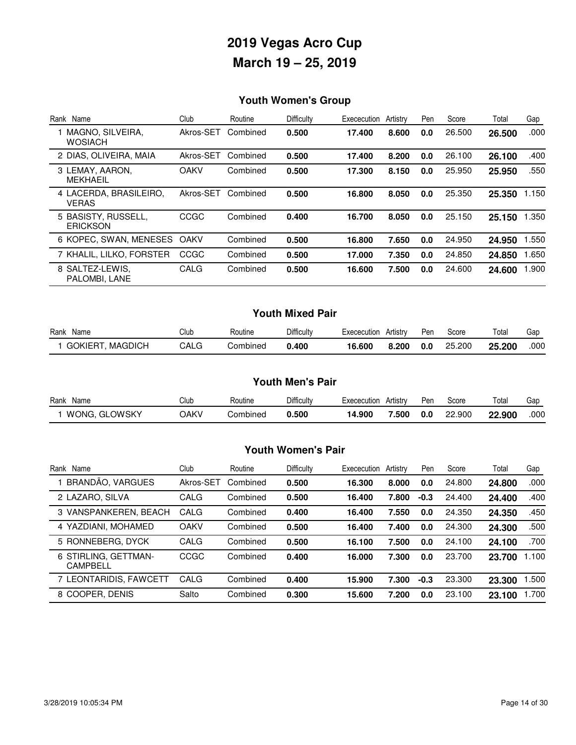# 2019 Vegas Acro Cup

## March 19 – 25, 2019

### Youth Women's Group

| Rank | Name | Club | Routine | Difficulty | Exececution | Artistry | Pen | Score | Total | Gap |
|---|---|---|---|---|---|---|---|---|---|---|
| 1 | MAGNO, SILVEIRA, WOSIACH | Akros-SET | Combined | **0.500** | **17.400** | **8.600** | **0.0** | 26.500 | **26.500** | .000 |
| 2 | DIAS, OLIVEIRA, MAIA | Akros-SET | Combined | **0.500** | **17.400** | **8.200** | **0.0** | 26.100 | **26.100** | .400 |
| 3 | LEMAY, AARON, MEKHAEIL | OAKV | Combined | **0.500** | **17.300** | **8.150** | **0.0** | 25.950 | **25.950** | .550 |
| 4 | LACERDA, BRASILEIRO, VERAS | Akros-SET | Combined | **0.500** | **16.800** | **8.050** | **0.0** | 25.350 | **25.350** | 1.150 |
| 5 | BASISTY, RUSSELL, ERICKSON | CCGC | Combined | **0.400** | **16.700** | **8.050** | **0.0** | 25.150 | **25.150** | 1.350 |
| 6 | KOPEC, SWAN, MENESES | OAKV | Combined | **0.500** | **16.800** | **7.650** | **0.0** | 24.950 | **24.950** | 1.550 |
| 7 | KHALIL, LILKO, FORSTER | CCGC | Combined | **0.500** | **17.000** | **7.350** | **0.0** | 24.850 | **24.850** | 1.650 |
| 8 | SALTEZ-LEWIS, PALOMBI, LANE | CALG | Combined | **0.500** | **16.600** | **7.500** | **0.0** | 24.600 | **24.600** | 1.900 |

### Youth Mixed Pair

| Rank | Name | Club | Routine | Difficulty | Exececution | Artistry | Pen | Score | Total | Gap |
|---|---|---|---|---|---|---|---|---|---|---|
| 1 | GOKIERT, MAGDICH | CALG | Combined | **0.400** | **16.600** | **8.200** | **0.0** | 25.200 | **25.200** | .000 |

### Youth Men's Pair

| Rank | Name | Club | Routine | Difficulty | Exececution | Artistry | Pen | Score | Total | Gap |
|---|---|---|---|---|---|---|---|---|---|---|
| 1 | WONG, GLOWSKY | OAKV | Combined | **0.500** | **14.900** | **7.500** | **0.0** | 22.900 | **22.900** | .000 |

### Youth Women's Pair

| Rank | Name | Club | Routine | Difficulty | Exececution | Artistry | Pen | Score | Total | Gap |
|---|---|---|---|---|---|---|---|---|---|---|
| 1 | BRANDÃO, VARGUES | Akros-SET | Combined | **0.500** | **16.300** | **8.000** | **0.0** | 24.800 | **24.800** | .000 |
| 2 | LAZARO, SILVA | CALG | Combined | **0.500** | **16.400** | **7.800** | **-0.3** | 24.400 | **24.400** | .400 |
| 3 | VANSPANKEREN, BEACH | CALG | Combined | **0.400** | **16.400** | **7.550** | **0.0** | 24.350 | **24.350** | .450 |
| 4 | YAZDIANI, MOHAMED | OAKV | Combined | **0.500** | **16.400** | **7.400** | **0.0** | 24.300 | **24.300** | .500 |
| 5 | RONNEBERG, DYCK | CALG | Combined | **0.500** | **16.100** | **7.500** | **0.0** | 24.100 | **24.100** | .700 |
| 6 | STIRLING, GETTMAN-CAMPBELL | CCGC | Combined | **0.400** | **16.000** | **7.300** | **0.0** | 23.700 | **23.700** | 1.100 |
| 7 | LEONTARIDIS, FAWCETT | CALG | Combined | **0.400** | **15.900** | **7.300** | **-0.3** | 23.300 | **23.300** | 1.500 |
| 8 | COOPER, DENIS | Salto | Combined | **0.300** | **15.600** | **7.200** | **0.0** | 23.100 | **23.100** | 1.700 |

3/28/2019 10:05:34 PM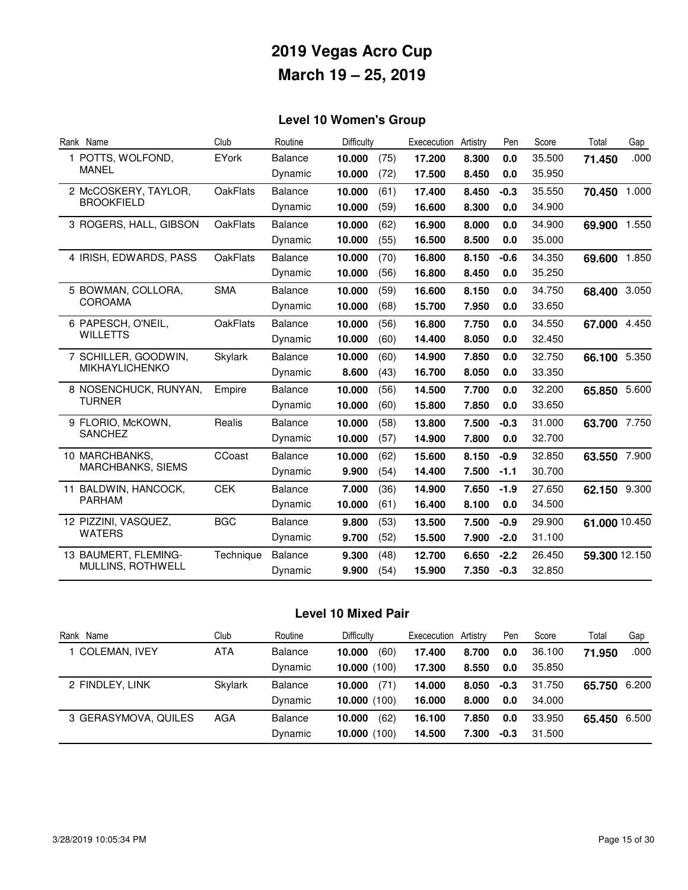# 2019 Vegas Acro Cup

# March 19 – 25, 2019

## Level 10 Women's Group

| Rank | Name | Club | Routine | Difficulty | | Exececution | Artistry | Pen | Score | Total | Gap |
|---|---|---|---|---|---|---|---|---|---|---|---|
| 1 | POTTS, WOLFOND, MANEL | EYork | Balance | **10.000** | (75) | **17.200** | **8.300** | **0.0** | 35.500 | **71.450** | .000 |
| | | | Dynamic | **10.000** | (72) | **17.500** | **8.450** | **0.0** | 35.950 | | |
| 2 | McCOSKERY, TAYLOR, BROOKFIELD | OakFlats | Balance | **10.000** | (61) | **17.400** | **8.450** | **-0.3** | 35.550 | **70.450** | 1.000 |
| | | | Dynamic | **10.000** | (59) | **16.600** | **8.300** | **0.0** | 34.900 | | |
| 3 | ROGERS, HALL, GIBSON | OakFlats | Balance | **10.000** | (62) | **16.900** | **8.000** | **0.0** | 34.900 | **69.900** | 1.550 |
| | | | Dynamic | **10.000** | (55) | **16.500** | **8.500** | **0.0** | 35.000 | | |
| 4 | IRISH, EDWARDS, PASS | OakFlats | Balance | **10.000** | (70) | **16.800** | **8.150** | **-0.6** | 34.350 | **69.600** | 1.850 |
| | | | Dynamic | **10.000** | (56) | **16.800** | **8.450** | **0.0** | 35.250 | | |
| 5 | BOWMAN, COLLORA, COROAMA | SMA | Balance | **10.000** | (59) | **16.600** | **8.150** | **0.0** | 34.750 | **68.400** | 3.050 |
| | | | Dynamic | **10.000** | (68) | **15.700** | **7.950** | **0.0** | 33.650 | | |
| 6 | PAPESCH, O'NEIL, WILLETTS | OakFlats | Balance | **10.000** | (56) | **16.800** | **7.750** | **0.0** | 34.550 | **67.000** | 4.450 |
| | | | Dynamic | **10.000** | (60) | **14.400** | **8.050** | **0.0** | 32.450 | | |
| 7 | SCHILLER, GOODWIN, MIKHAYLICHENKO | Skylark | Balance | **10.000** | (60) | **14.900** | **7.850** | **0.0** | 32.750 | **66.100** | 5.350 |
| | | | Dynamic | **8.600** | (43) | **16.700** | **8.050** | **0.0** | 33.350 | | |
| 8 | NOSENCHUCK, RUNYAN, TURNER | Empire | Balance | **10.000** | (56) | **14.500** | **7.700** | **0.0** | 32.200 | **65.850** | 5.600 |
| | | | Dynamic | **10.000** | (60) | **15.800** | **7.850** | **0.0** | 33.650 | | |
| 9 | FLORIO, McKOWN, SANCHEZ | Realis | Balance | **10.000** | (58) | **13.800** | **7.500** | **-0.3** | 31.000 | **63.700** | 7.750 |
| | | | Dynamic | **10.000** | (57) | **14.900** | **7.800** | **0.0** | 32.700 | | |
| 10 | MARCHBANKS, MARCHBANKS, SIEMS | CCoast | Balance | **10.000** | (62) | **15.600** | **8.150** | **-0.9** | 32.850 | **63.550** | 7.900 |
| | | | Dynamic | **9.900** | (54) | **14.400** | **7.500** | **-1.1** | 30.700 | | |
| 11 | BALDWIN, HANCOCK, PARHAM | CEK | Balance | **7.000** | (36) | **14.900** | **7.650** | **-1.9** | 27.650 | **62.150** | 9.300 |
| | | | Dynamic | **10.000** | (61) | **16.400** | **8.100** | **0.0** | 34.500 | | |
| 12 | PIZZINI, VASQUEZ, WATERS | BGC | Balance | **9.800** | (53) | **13.500** | **7.500** | **-0.9** | 29.900 | **61.000** | 10.450 |
| | | | Dynamic | **9.700** | (52) | **15.500** | **7.900** | **-2.0** | 31.100 | | |
| 13 | BAUMERT, FLEMING-MULLINS, ROTHWELL | Technique | Balance | **9.300** | (48) | **12.700** | **6.650** | **-2.2** | 26.450 | **59.300** | 12.150 |
| | | | Dynamic | **9.900** | (54) | **15.900** | **7.350** | **-0.3** | 32.850 | | |

## Level 10 Mixed Pair

| Rank | Name | Club | Routine | Difficulty | | Exececution | Artistry | Pen | Score | Total | Gap |
|---|---|---|---|---|---|---|---|---|---|---|---|
| 1 | COLEMAN, IVEY | ATA | Balance | **10.000** | (60) | **17.400** | **8.700** | **0.0** | 36.100 | **71.950** | .000 |
| | | | Dynamic | **10.000** | (100) | **17.300** | **8.550** | **0.0** | 35.850 | | |
| 2 | FINDLEY, LINK | Skylark | Balance | **10.000** | (71) | **14.000** | **8.050** | **-0.3** | 31.750 | **65.750** | 6.200 |
| | | | Dynamic | **10.000** | (100) | **16.000** | **8.000** | **0.0** | 34.000 | | |
| 3 | GERASYMOVA, QUILES | AGA | Balance | **10.000** | (62) | **16.100** | **7.850** | **0.0** | 33.950 | **65.450** | 6.500 |
| | | | Dynamic | **10.000** | (100) | **14.500** | **7.300** | **-0.3** | 31.500 | | |

3/28/2019 10:05:34 PM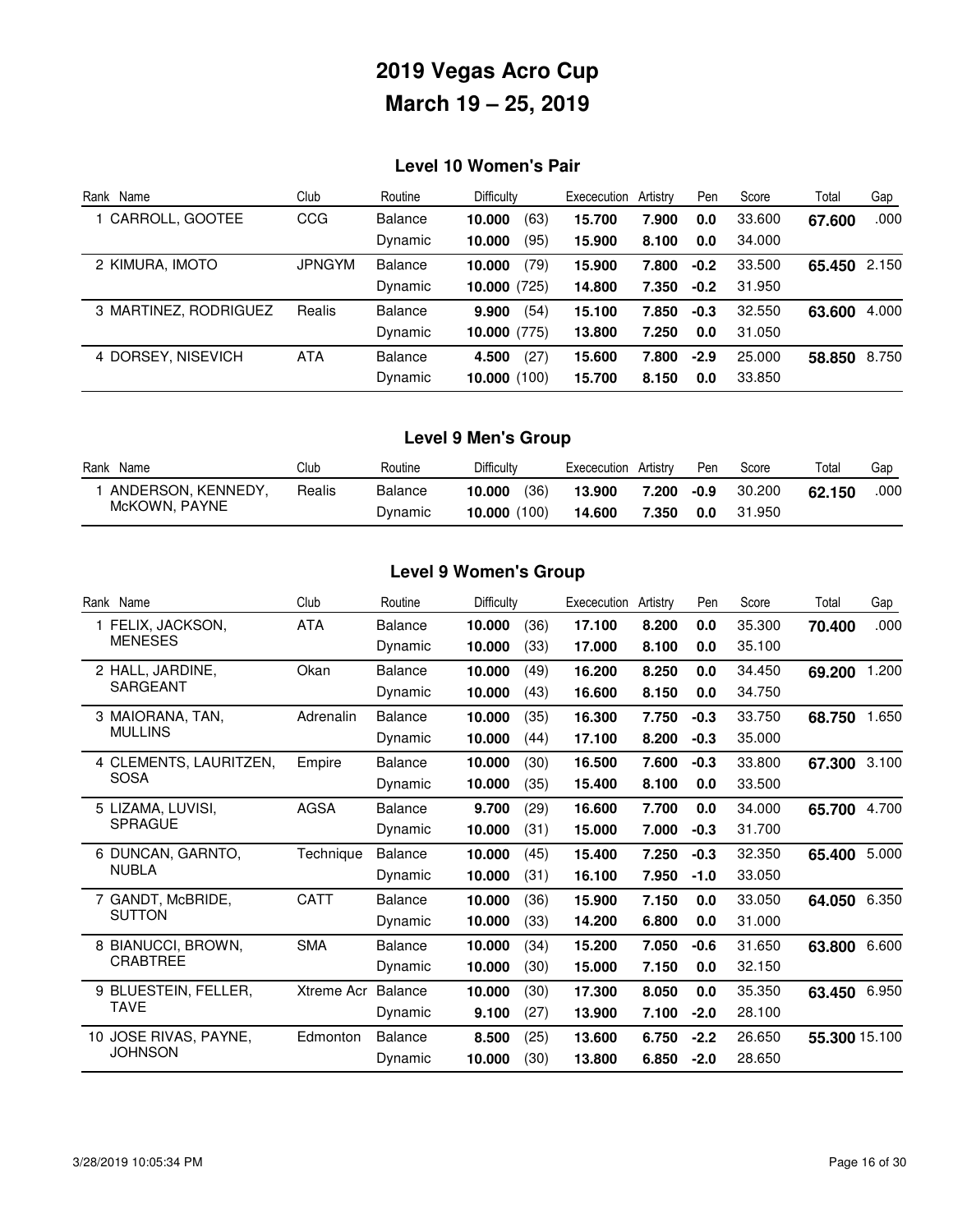# 2019 Vegas Acro Cup

# March 19 – 25, 2019

## Level 10 Women's Pair

| Rank | Name | Club | Routine | Difficulty | | Exececution | Artistry | Pen | Score | Total | Gap |
|---|---|---|---|---|---|---|---|---|---|---|---|
| 1 | CARROLL, GOOTEE | CCG | Balance | **10.000** | (63) | **15.700** | **7.900** | **0.0** | 33.600 | **67.600** | .000 |
| | | | Dynamic | **10.000** | (95) | **15.900** | **8.100** | **0.0** | 34.000 | | |
| 2 | KIMURA, IMOTO | JPNGYM | Balance | **10.000** | (79) | **15.900** | **7.800** | **-0.2** | 33.500 | **65.450** | 2.150 |
| | | | Dynamic | **10.000** | (725) | **14.800** | **7.350** | **-0.2** | 31.950 | | |
| 3 | MARTINEZ, RODRIGUEZ | Realis | Balance | **9.900** | (54) | **15.100** | **7.850** | **-0.3** | 32.550 | **63.600** | 4.000 |
| | | | Dynamic | **10.000** | (775) | **13.800** | **7.250** | **0.0** | 31.050 | | |
| 4 | DORSEY, NISEVICH | ATA | Balance | **4.500** | (27) | **15.600** | **7.800** | **-2.9** | 25.000 | **58.850** | 8.750 |
| | | | Dynamic | **10.000** | (100) | **15.700** | **8.150** | **0.0** | 33.850 | | |

## Level 9 Men's Group

| Rank | Name | Club | Routine | Difficulty | | Exececution | Artistry | Pen | Score | Total | Gap |
|---|---|---|---|---|---|---|---|---|---|---|---|
| 1 | ANDERSON, KENNEDY, McKOWN, PAYNE | Realis | Balance | **10.000** | (36) | **13.900** | **7.200** | **-0.9** | 30.200 | **62.150** | .000 |
| | | | Dynamic | **10.000** | (100) | **14.600** | **7.350** | **0.0** | 31.950 | | |

## Level 9 Women's Group

| Rank | Name | Club | Routine | Difficulty | | Exececution | Artistry | Pen | Score | Total | Gap |
|---|---|---|---|---|---|---|---|---|---|---|---|
| 1 | FELIX, JACKSON, MENESES | ATA | Balance | **10.000** | (36) | **17.100** | **8.200** | **0.0** | 35.300 | **70.400** | .000 |
| | | | Dynamic | **10.000** | (33) | **17.000** | **8.100** | **0.0** | 35.100 | | |
| 2 | HALL, JARDINE, SARGEANT | Okan | Balance | **10.000** | (49) | **16.200** | **8.250** | **0.0** | 34.450 | **69.200** | 1.200 |
| | | | Dynamic | **10.000** | (43) | **16.600** | **8.150** | **0.0** | 34.750 | | |
| 3 | MAIORANA, TAN, MULLINS | Adrenalin | Balance | **10.000** | (35) | **16.300** | **7.750** | **-0.3** | 33.750 | **68.750** | 1.650 |
| | | | Dynamic | **10.000** | (44) | **17.100** | **8.200** | **-0.3** | 35.000 | | |
| 4 | CLEMENTS, LAURITZEN, SOSA | Empire | Balance | **10.000** | (30) | **16.500** | **7.600** | **-0.3** | 33.800 | **67.300** | 3.100 |
| | | | Dynamic | **10.000** | (35) | **15.400** | **8.100** | **0.0** | 33.500 | | |
| 5 | LIZAMA, LUVISI, SPRAGUE | AGSA | Balance | **9.700** | (29) | **16.600** | **7.700** | **0.0** | 34.000 | **65.700** | 4.700 |
| | | | Dynamic | **10.000** | (31) | **15.000** | **7.000** | **-0.3** | 31.700 | | |
| 6 | DUNCAN, GARNTO, NUBLA | Technique | Balance | **10.000** | (45) | **15.400** | **7.250** | **-0.3** | 32.350 | **65.400** | 5.000 |
| | | | Dynamic | **10.000** | (31) | **16.100** | **7.950** | **-1.0** | 33.050 | | |
| 7 | GANDT, McBRIDE, SUTTON | CATT | Balance | **10.000** | (36) | **15.900** | **7.150** | **0.0** | 33.050 | **64.050** | 6.350 |
| | | | Dynamic | **10.000** | (33) | **14.200** | **6.800** | **0.0** | 31.000 | | |
| 8 | BIANUCCI, BROWN, CRABTREE | SMA | Balance | **10.000** | (34) | **15.200** | **7.050** | **-0.6** | 31.650 | **63.800** | 6.600 |
| | | | Dynamic | **10.000** | (30) | **15.000** | **7.150** | **0.0** | 32.150 | | |
| 9 | BLUESTEIN, FELLER, TAVE | Xtreme Acr | Balance | **10.000** | (30) | **17.300** | **8.050** | **0.0** | 35.350 | **63.450** | 6.950 |
| | | | Dynamic | **9.100** | (27) | **13.900** | **7.100** | **-2.0** | 28.100 | | |
| 10 | JOSE RIVAS, PAYNE, JOHNSON | Edmonton | Balance | **8.500** | (25) | **13.600** | **6.750** | **-2.2** | 26.650 | **55.300** | 15.100 |
| | | | Dynamic | **10.000** | (30) | **13.800** | **6.850** | **-2.0** | 28.650 | | |

3/28/2019 10:05:34 PM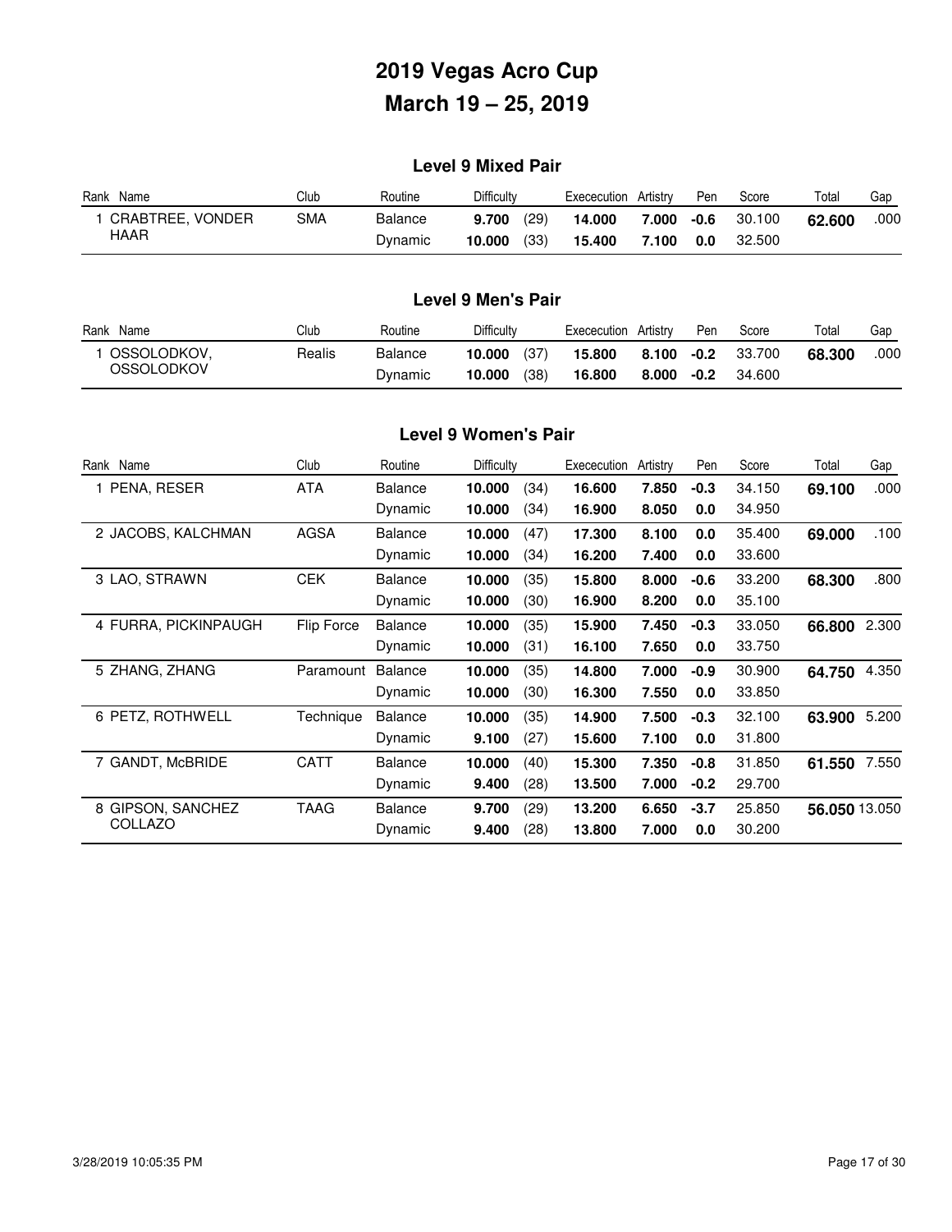# 2019 Vegas Acro Cup

# March 19 – 25, 2019

## Level 9 Mixed Pair

| Rank | Name | Club | Routine | Difficulty | | Exececution | Artistry | Pen | Score | Total | Gap |
|---|---|---|---|---|---|---|---|---|---|---|---|
| 1 | CRABTREE, VONDER HAAR | SMA | Balance | **9.700** | (29) | **14.000** | **7.000** | **-0.6** | 30.100 | **62.600** | .000 |
| | | | Dynamic | **10.000** | (33) | **15.400** | **7.100** | **0.0** | 32.500 | | |

## Level 9 Men's Pair

| Rank | Name | Club | Routine | Difficulty | | Exececution | Artistry | Pen | Score | Total | Gap |
|---|---|---|---|---|---|---|---|---|---|---|---|
| 1 | OSSOLODKOV, OSSOLODKOV | Realis | Balance | **10.000** | (37) | **15.800** | **8.100** | **-0.2** | 33.700 | **68.300** | .000 |
| | | | Dynamic | **10.000** | (38) | **16.800** | **8.000** | **-0.2** | 34.600 | | |

## Level 9 Women's Pair

| Rank | Name | Club | Routine | Difficulty | | Exececution | Artistry | Pen | Score | Total | Gap |
|---|---|---|---|---|---|---|---|---|---|---|---|
| 1 | PENA, RESER | ATA | Balance | **10.000** | (34) | **16.600** | **7.850** | **-0.3** | 34.150 | **69.100** | .000 |
| | | | Dynamic | **10.000** | (34) | **16.900** | **8.050** | **0.0** | 34.950 | | |
| 2 | JACOBS, KALCHMAN | AGSA | Balance | **10.000** | (47) | **17.300** | **8.100** | **0.0** | 35.400 | **69.000** | .100 |
| | | | Dynamic | **10.000** | (34) | **16.200** | **7.400** | **0.0** | 33.600 | | |
| 3 | LAO, STRAWN | CEK | Balance | **10.000** | (35) | **15.800** | **8.000** | **-0.6** | 33.200 | **68.300** | .800 |
| | | | Dynamic | **10.000** | (30) | **16.900** | **8.200** | **0.0** | 35.100 | | |
| 4 | FURRA, PICKINPAUGH | Flip Force | Balance | **10.000** | (35) | **15.900** | **7.450** | **-0.3** | 33.050 | **66.800** | 2.300 |
| | | | Dynamic | **10.000** | (31) | **16.100** | **7.650** | **0.0** | 33.750 | | |
| 5 | ZHANG, ZHANG | Paramount | Balance | **10.000** | (35) | **14.800** | **7.000** | **-0.9** | 30.900 | **64.750** | 4.350 |
| | | | Dynamic | **10.000** | (30) | **16.300** | **7.550** | **0.0** | 33.850 | | |
| 6 | PETZ, ROTHWELL | Technique | Balance | **10.000** | (35) | **14.900** | **7.500** | **-0.3** | 32.100 | **63.900** | 5.200 |
| | | | Dynamic | **9.100** | (27) | **15.600** | **7.100** | **0.0** | 31.800 | | |
| 7 | GANDT, McBRIDE | CATT | Balance | **10.000** | (40) | **15.300** | **7.350** | **-0.8** | 31.850 | **61.550** | 7.550 |
| | | | Dynamic | **9.400** | (28) | **13.500** | **7.000** | **-0.2** | 29.700 | | |
| 8 | GIPSON, SANCHEZ COLLAZO | TAAG | Balance | **9.700** | (29) | **13.200** | **6.650** | **-3.7** | 25.850 | **56.050** | 13.050 |
| | | | Dynamic | **9.400** | (28) | **13.800** | **7.000** | **0.0** | 30.200 | | |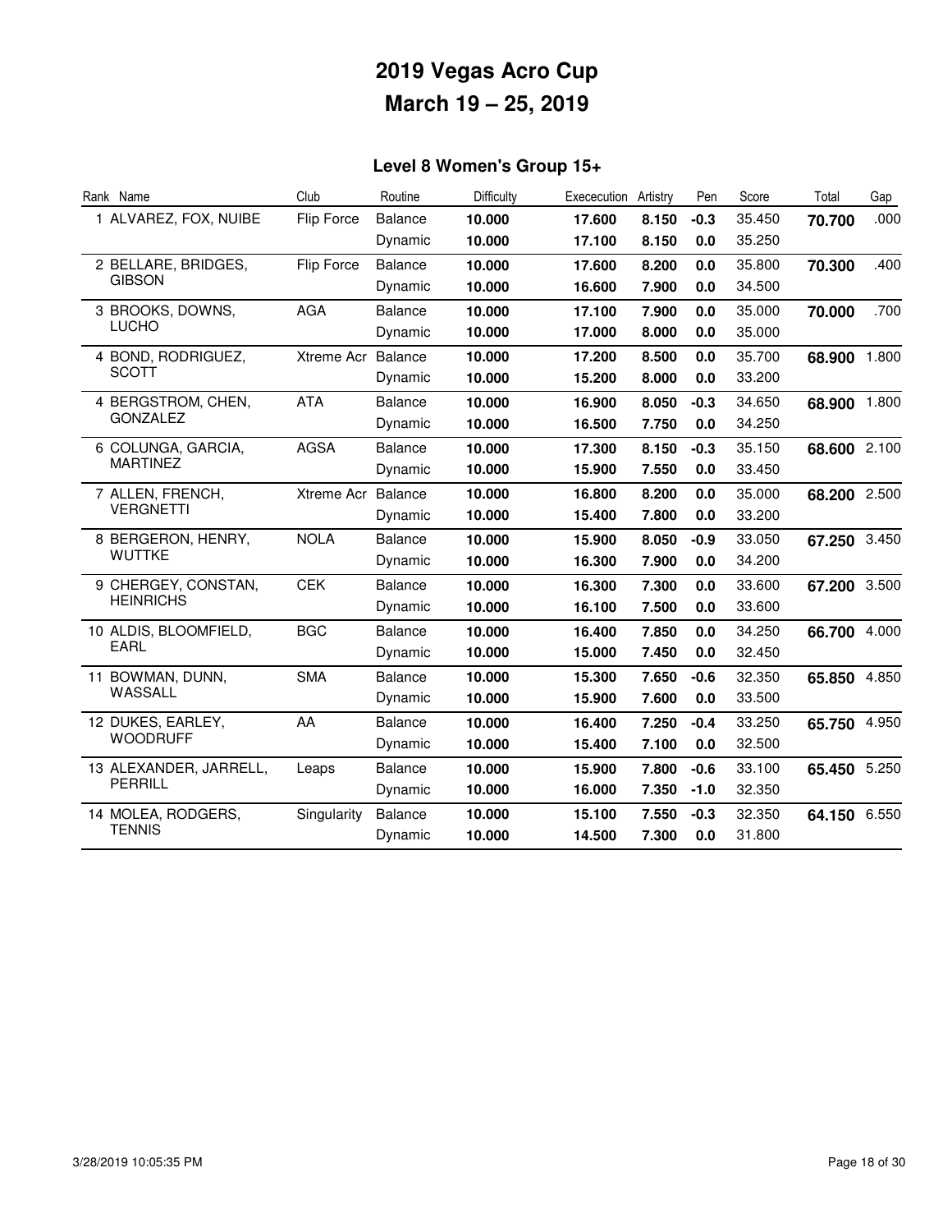# 2019 Vegas Acro Cup

# March 19 – 25, 2019

## Level 8 Women's Group 15+

| Rank | Name | Club | Routine | Difficulty | Exececution | Artistry | Pen | Score | Total | Gap |
|---|---|---|---|---|---|---|---|---|---|---|
| 1 | ALVAREZ, FOX, NUIBE | Flip Force | Balance | **10.000** | **17.600** | **8.150** | **-0.3** | 35.450 | **70.700** | .000 |
| | | | Dynamic | **10.000** | **17.100** | **8.150** | **0.0** | 35.250 | | |
| 2 | BELLARE, BRIDGES, GIBSON | Flip Force | Balance | **10.000** | **17.600** | **8.200** | **0.0** | 35.800 | **70.300** | .400 |
| | | | Dynamic | **10.000** | **16.600** | **7.900** | **0.0** | 34.500 | | |
| 3 | BROOKS, DOWNS, LUCHO | AGA | Balance | **10.000** | **17.100** | **7.900** | **0.0** | 35.000 | **70.000** | .700 |
| | | | Dynamic | **10.000** | **17.000** | **8.000** | **0.0** | 35.000 | | |
| 4 | BOND, RODRIGUEZ, SCOTT | Xtreme Acr | Balance | **10.000** | **17.200** | **8.500** | **0.0** | 35.700 | **68.900** | 1.800 |
| | | | Dynamic | **10.000** | **15.200** | **8.000** | **0.0** | 33.200 | | |
| 4 | BERGSTROM, CHEN, GONZALEZ | ATA | Balance | **10.000** | **16.900** | **8.050** | **-0.3** | 34.650 | **68.900** | 1.800 |
| | | | Dynamic | **10.000** | **16.500** | **7.750** | **0.0** | 34.250 | | |
| 6 | COLUNGA, GARCIA, MARTINEZ | AGSA | Balance | **10.000** | **17.300** | **8.150** | **-0.3** | 35.150 | **68.600** | 2.100 |
| | | | Dynamic | **10.000** | **15.900** | **7.550** | **0.0** | 33.450 | | |
| 7 | ALLEN, FRENCH, VERGNETTI | Xtreme Acr | Balance | **10.000** | **16.800** | **8.200** | **0.0** | 35.000 | **68.200** | 2.500 |
| | | | Dynamic | **10.000** | **15.400** | **7.800** | **0.0** | 33.200 | | |
| 8 | BERGERON, HENRY, WUTTKE | NOLA | Balance | **10.000** | **15.900** | **8.050** | **-0.9** | 33.050 | **67.250** | 3.450 |
| | | | Dynamic | **10.000** | **16.300** | **7.900** | **0.0** | 34.200 | | |
| 9 | CHERGEY, CONSTAN, HEINRICHS | CEK | Balance | **10.000** | **16.300** | **7.300** | **0.0** | 33.600 | **67.200** | 3.500 |
| | | | Dynamic | **10.000** | **16.100** | **7.500** | **0.0** | 33.600 | | |
| 10 | ALDIS, BLOOMFIELD, EARL | BGC | Balance | **10.000** | **16.400** | **7.850** | **0.0** | 34.250 | **66.700** | 4.000 |
| | | | Dynamic | **10.000** | **15.000** | **7.450** | **0.0** | 32.450 | | |
| 11 | BOWMAN, DUNN, WASSALL | SMA | Balance | **10.000** | **15.300** | **7.650** | **-0.6** | 32.350 | **65.850** | 4.850 |
| | | | Dynamic | **10.000** | **15.900** | **7.600** | **0.0** | 33.500 | | |
| 12 | DUKES, EARLEY, WOODRUFF | AA | Balance | **10.000** | **16.400** | **7.250** | **-0.4** | 33.250 | **65.750** | 4.950 |
| | | | Dynamic | **10.000** | **15.400** | **7.100** | **0.0** | 32.500 | | |
| 13 | ALEXANDER, JARRELL, PERRILL | Leaps | Balance | **10.000** | **15.900** | **7.800** | **-0.6** | 33.100 | **65.450** | 5.250 |
| | | | Dynamic | **10.000** | **16.000** | **7.350** | **-1.0** | 32.350 | | |
| 14 | MOLEA, RODGERS, TENNIS | Singularity | Balance | **10.000** | **15.100** | **7.550** | **-0.3** | 32.350 | **64.150** | 6.550 |
| | | | Dynamic | **10.000** | **14.500** | **7.300** | **0.0** | 31.800 | | |

3/28/2019 10:05:35 PM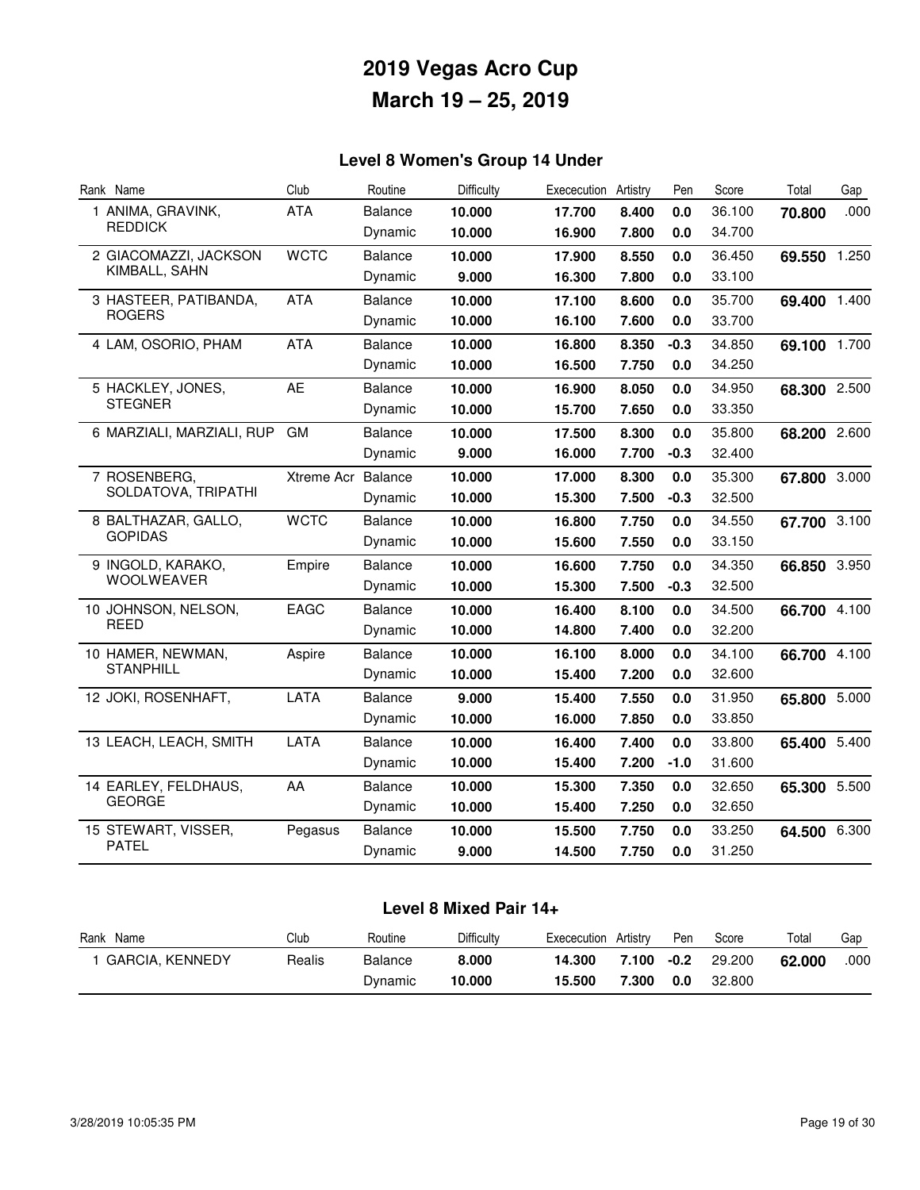# 2019 Vegas Acro Cup

# March 19 – 25, 2019

## Level 8 Women's Group 14 Under

| Rank | Name | Club | Routine | Difficulty | Excecution | Artistry | Pen | Score | Total | Gap |
|---|---|---|---|---|---|---|---|---|---|---|
| 1 | ANIMA, GRAVINK, REDDICK | ATA | Balance | **10.000** | **17.700** | **8.400** | **0.0** | 36.100 | **70.800** | .000 |
| | | | Dynamic | **10.000** | **16.900** | **7.800** | **0.0** | 34.700 | | |
| 2 | GIACOMAZZI, JACKSON KIMBALL, SAHN | WCTC | Balance | **10.000** | **17.900** | **8.550** | **0.0** | 36.450 | **69.550** | 1.250 |
| | | | Dynamic | **9.000** | **16.300** | **7.800** | **0.0** | 33.100 | | |
| 3 | HASTEER, PATIBANDA, ROGERS | ATA | Balance | **10.000** | **17.100** | **8.600** | **0.0** | 35.700 | **69.400** | 1.400 |
| | | | Dynamic | **10.000** | **16.100** | **7.600** | **0.0** | 33.700 | | |
| 4 | LAM, OSORIO, PHAM | ATA | Balance | **10.000** | **16.800** | **8.350** | **-0.3** | 34.850 | **69.100** | 1.700 |
| | | | Dynamic | **10.000** | **16.500** | **7.750** | **0.0** | 34.250 | | |
| 5 | HACKLEY, JONES, STEGNER | AE | Balance | **10.000** | **16.900** | **8.050** | **0.0** | 34.950 | **68.300** | 2.500 |
| | | | Dynamic | **10.000** | **15.700** | **7.650** | **0.0** | 33.350 | | |
| 6 | MARZIALI, MARZIALI, RUP | GM | Balance | **10.000** | **17.500** | **8.300** | **0.0** | 35.800 | **68.200** | 2.600 |
| | | | Dynamic | **9.000** | **16.000** | **7.700** | **-0.3** | 32.400 | | |
| 7 | ROSENBERG, SOLDATOVA, TRIPATHI | Xtreme Acr | Balance | **10.000** | **17.000** | **8.300** | **0.0** | 35.300 | **67.800** | 3.000 |
| | | | Dynamic | **10.000** | **15.300** | **7.500** | **-0.3** | 32.500 | | |
| 8 | BALTHAZAR, GALLO, GOPIDAS | WCTC | Balance | **10.000** | **16.800** | **7.750** | **0.0** | 34.550 | **67.700** | 3.100 |
| | | | Dynamic | **10.000** | **15.600** | **7.550** | **0.0** | 33.150 | | |
| 9 | INGOLD, KARAKO, WOOLWEAVER | Empire | Balance | **10.000** | **16.600** | **7.750** | **0.0** | 34.350 | **66.850** | 3.950 |
| | | | Dynamic | **10.000** | **15.300** | **7.500** | **-0.3** | 32.500 | | |
| 10 | JOHNSON, NELSON, REED | EAGC | Balance | **10.000** | **16.400** | **8.100** | **0.0** | 34.500 | **66.700** | 4.100 |
| | | | Dynamic | **10.000** | **14.800** | **7.400** | **0.0** | 32.200 | | |
| 10 | HAMER, NEWMAN, STANPHILL | Aspire | Balance | **10.000** | **16.100** | **8.000** | **0.0** | 34.100 | **66.700** | 4.100 |
| | | | Dynamic | **10.000** | **15.400** | **7.200** | **0.0** | 32.600 | | |
| 12 | JOKI, ROSENHAFT, | LATA | Balance | **9.000** | **15.400** | **7.550** | **0.0** | 31.950 | **65.800** | 5.000 |
| | | | Dynamic | **10.000** | **16.000** | **7.850** | **0.0** | 33.850 | | |
| 13 | LEACH, LEACH, SMITH | LATA | Balance | **10.000** | **16.400** | **7.400** | **0.0** | 33.800 | **65.400** | 5.400 |
| | | | Dynamic | **10.000** | **15.400** | **7.200** | **-1.0** | 31.600 | | |
| 14 | EARLEY, FELDHAUS, GEORGE | AA | Balance | **10.000** | **15.300** | **7.350** | **0.0** | 32.650 | **65.300** | 5.500 |
| | | | Dynamic | **10.000** | **15.400** | **7.250** | **0.0** | 32.650 | | |
| 15 | STEWART, VISSER, PATEL | Pegasus | Balance | **10.000** | **15.500** | **7.750** | **0.0** | 33.250 | **64.500** | 6.300 |
| | | | Dynamic | **9.000** | **14.500** | **7.750** | **0.0** | 31.250 | | |

## Level 8 Mixed Pair 14+

| Rank | Name | Club | Routine | Difficulty | Excecution | Artistry | Pen | Score | Total | Gap |
|---|---|---|---|---|---|---|---|---|---|---|
| 1 | GARCIA, KENNEDY | Realis | Balance | **8.000** | **14.300** | **7.100** | **-0.2** | 29.200 | **62.000** | .000 |
| | | | Dynamic | **10.000** | **15.500** | **7.300** | **0.0** | 32.800 | | |

3/28/2019 10:05:35 PM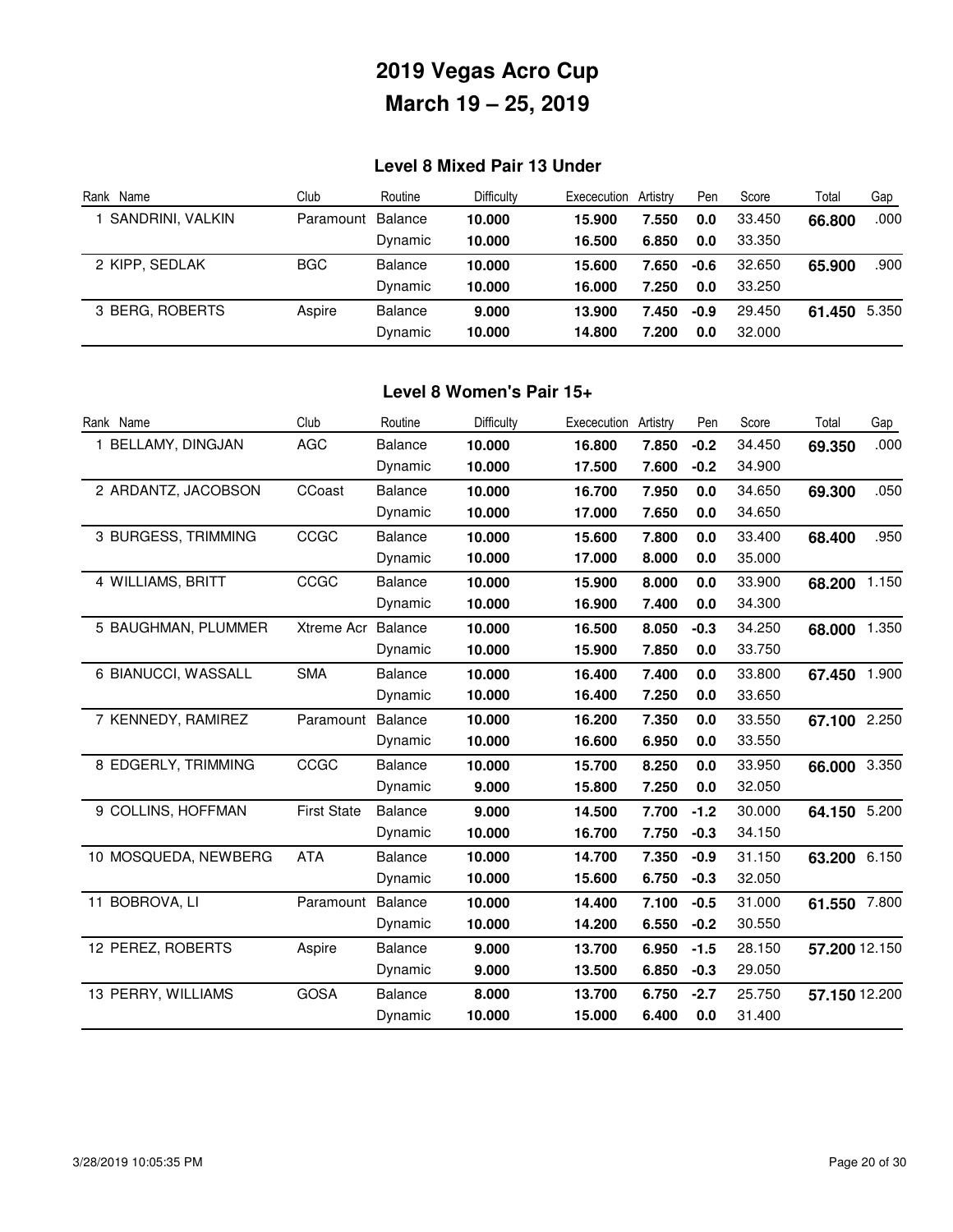# 2019 Vegas Acro Cup
# March 19 – 25, 2019

### Level 8 Mixed Pair 13 Under

| Rank | Name | Club | Routine | Difficulty | Exececution | Artistry | Pen | Score | Total | Gap |
|---|---|---|---|---|---|---|---|---|---|---|
| 1 | SANDRINI, VALKIN | Paramount | Balance | **10.000** | **15.900** | **7.550** | **0.0** | 33.450 | **66.800** | .000 |
| | | | Dynamic | **10.000** | **16.500** | **6.850** | **0.0** | 33.350 | | |
| 2 | KIPP, SEDLAK | BGC | Balance | **10.000** | **15.600** | **7.650** | **-0.6** | 32.650 | **65.900** | .900 |
| | | | Dynamic | **10.000** | **16.000** | **7.250** | **0.0** | 33.250 | | |
| 3 | BERG, ROBERTS | Aspire | Balance | **9.000** | **13.900** | **7.450** | **-0.9** | 29.450 | **61.450** | 5.350 |
| | | | Dynamic | **10.000** | **14.800** | **7.200** | **0.0** | 32.000 | | |

### Level 8 Women's Pair 15+

| Rank | Name | Club | Routine | Difficulty | Exececution | Artistry | Pen | Score | Total | Gap |
|---|---|---|---|---|---|---|---|---|---|---|
| 1 | BELLAMY, DINGJAN | AGC | Balance | **10.000** | **16.800** | **7.850** | **-0.2** | 34.450 | **69.350** | .000 |
| | | | Dynamic | **10.000** | **17.500** | **7.600** | **-0.2** | 34.900 | | |
| 2 | ARDANTZ, JACOBSON | CCoast | Balance | **10.000** | **16.700** | **7.950** | **0.0** | 34.650 | **69.300** | .050 |
| | | | Dynamic | **10.000** | **17.000** | **7.650** | **0.0** | 34.650 | | |
| 3 | BURGESS, TRIMMING | CCGC | Balance | **10.000** | **15.600** | **7.800** | **0.0** | 33.400 | **68.400** | .950 |
| | | | Dynamic | **10.000** | **17.000** | **8.000** | **0.0** | 35.000 | | |
| 4 | WILLIAMS, BRITT | CCGC | Balance | **10.000** | **15.900** | **8.000** | **0.0** | 33.900 | **68.200** | 1.150 |
| | | | Dynamic | **10.000** | **16.900** | **7.400** | **0.0** | 34.300 | | |
| 5 | BAUGHMAN, PLUMMER | Xtreme Acr | Balance | **10.000** | **16.500** | **8.050** | **-0.3** | 34.250 | **68.000** | 1.350 |
| | | | Dynamic | **10.000** | **15.900** | **7.850** | **0.0** | 33.750 | | |
| 6 | BIANUCCI, WASSALL | SMA | Balance | **10.000** | **16.400** | **7.400** | **0.0** | 33.800 | **67.450** | 1.900 |
| | | | Dynamic | **10.000** | **16.400** | **7.250** | **0.0** | 33.650 | | |
| 7 | KENNEDY, RAMIREZ | Paramount | Balance | **10.000** | **16.200** | **7.350** | **0.0** | 33.550 | **67.100** | 2.250 |
| | | | Dynamic | **10.000** | **16.600** | **6.950** | **0.0** | 33.550 | | |
| 8 | EDGERLY, TRIMMING | CCGC | Balance | **10.000** | **15.700** | **8.250** | **0.0** | 33.950 | **66.000** | 3.350 |
| | | | Dynamic | **9.000** | **15.800** | **7.250** | **0.0** | 32.050 | | |
| 9 | COLLINS, HOFFMAN | First State | Balance | **9.000** | **14.500** | **7.700** | **-1.2** | 30.000 | **64.150** | 5.200 |
| | | | Dynamic | **10.000** | **16.700** | **7.750** | **-0.3** | 34.150 | | |
| 10 | MOSQUEDA, NEWBERG | ATA | Balance | **10.000** | **14.700** | **7.350** | **-0.9** | 31.150 | **63.200** | 6.150 |
| | | | Dynamic | **10.000** | **15.600** | **6.750** | **-0.3** | 32.050 | | |
| 11 | BOBROVA, LI | Paramount | Balance | **10.000** | **14.400** | **7.100** | **-0.5** | 31.000 | **61.550** | 7.800 |
| | | | Dynamic | **10.000** | **14.200** | **6.550** | **-0.2** | 30.550 | | |
| 12 | PEREZ, ROBERTS | Aspire | Balance | **9.000** | **13.700** | **6.950** | **-1.5** | 28.150 | **57.200** | 12.150 |
| | | | Dynamic | **9.000** | **13.500** | **6.850** | **-0.3** | 29.050 | | |
| 13 | PERRY, WILLIAMS | GOSA | Balance | **8.000** | **13.700** | **6.750** | **-2.7** | 25.750 | **57.150** | 12.200 |
| | | | Dynamic | **10.000** | **15.000** | **6.400** | **0.0** | 31.400 | | |

3/28/2019 10:05:35 PM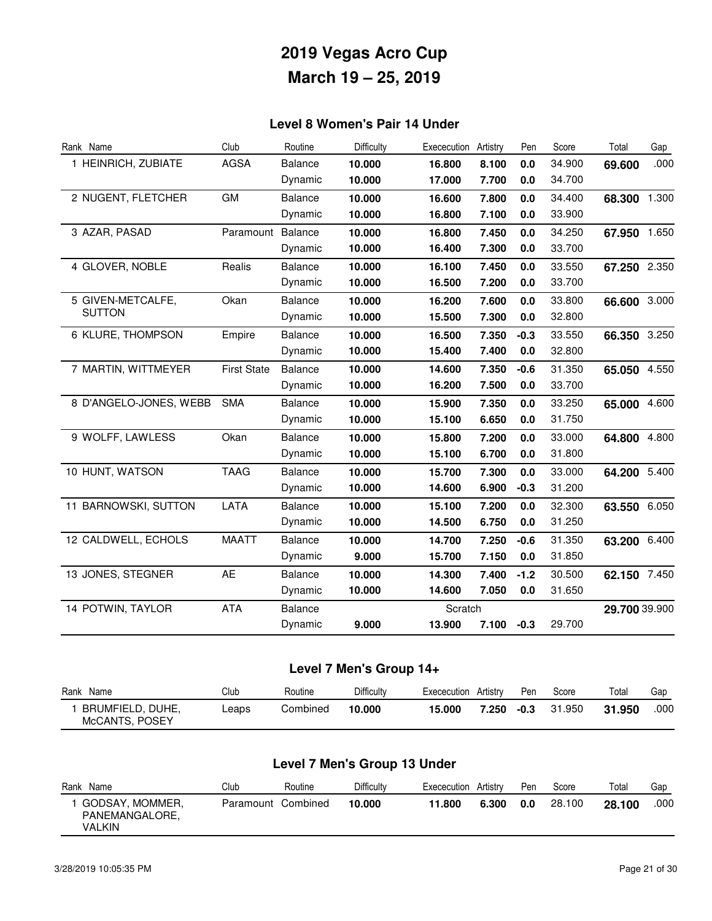# 2019 Vegas Acro Cup

# March 19 – 25, 2019

## Level 8 Women's Pair 14 Under

| Rank | Name | Club | Routine | Difficulty | Exececution | Artistry | Pen | Score | Total | Gap |
|---|---|---|---|---|---|---|---|---|---|---|
| 1 | HEINRICH, ZUBIATE | AGSA | Balance | **10.000** | **16.800** | **8.100** | **0.0** | 34.900 | **69.600** | .000 |
| | | | Dynamic | **10.000** | **17.000** | **7.700** | **0.0** | 34.700 | | |
| 2 | NUGENT, FLETCHER | GM | Balance | **10.000** | **16.600** | **7.800** | **0.0** | 34.400 | **68.300** | 1.300 |
| | | | Dynamic | **10.000** | **16.800** | **7.100** | **0.0** | 33.900 | | |
| 3 | AZAR, PASAD | Paramount | Balance | **10.000** | **16.800** | **7.450** | **0.0** | 34.250 | **67.950** | 1.650 |
| | | | Dynamic | **10.000** | **16.400** | **7.300** | **0.0** | 33.700 | | |
| 4 | GLOVER, NOBLE | Realis | Balance | **10.000** | **16.100** | **7.450** | **0.0** | 33.550 | **67.250** | 2.350 |
| | | | Dynamic | **10.000** | **16.500** | **7.200** | **0.0** | 33.700 | | |
| 5 | GIVEN-METCALFE, SUTTON | Okan | Balance | **10.000** | **16.200** | **7.600** | **0.0** | 33.800 | **66.600** | 3.000 |
| | | | Dynamic | **10.000** | **15.500** | **7.300** | **0.0** | 32.800 | | |
| 6 | KLURE, THOMPSON | Empire | Balance | **10.000** | **16.500** | **7.350** | **-0.3** | 33.550 | **66.350** | 3.250 |
| | | | Dynamic | **10.000** | **15.400** | **7.400** | **0.0** | 32.800 | | |
| 7 | MARTIN, WITTMEYER | First State | Balance | **10.000** | **14.600** | **7.350** | **-0.6** | 31.350 | **65.050** | 4.550 |
| | | | Dynamic | **10.000** | **16.200** | **7.500** | **0.0** | 33.700 | | |
| 8 | D'ANGELO-JONES, WEBB | SMA | Balance | **10.000** | **15.900** | **7.350** | **0.0** | 33.250 | **65.000** | 4.600 |
| | | | Dynamic | **10.000** | **15.100** | **6.650** | **0.0** | 31.750 | | |
| 9 | WOLFF, LAWLESS | Okan | Balance | **10.000** | **15.800** | **7.200** | **0.0** | 33.000 | **64.800** | 4.800 |
| | | | Dynamic | **10.000** | **15.100** | **6.700** | **0.0** | 31.800 | | |
| 10 | HUNT, WATSON | TAAG | Balance | **10.000** | **15.700** | **7.300** | **0.0** | 33.000 | **64.200** | 5.400 |
| | | | Dynamic | **10.000** | **14.600** | **6.900** | **-0.3** | 31.200 | | |
| 11 | BARNOWSKI, SUTTON | LATA | Balance | **10.000** | **15.100** | **7.200** | **0.0** | 32.300 | **63.550** | 6.050 |
| | | | Dynamic | **10.000** | **14.500** | **6.750** | **0.0** | 31.250 | | |
| 12 | CALDWELL, ECHOLS | MAATT | Balance | **10.000** | **14.700** | **7.250** | **-0.6** | 31.350 | **63.200** | 6.400 |
| | | | Dynamic | **9.000** | **15.700** | **7.150** | **0.0** | 31.850 | | |
| 13 | JONES, STEGNER | AE | Balance | **10.000** | **14.300** | **7.400** | **-1.2** | 30.500 | **62.150** | 7.450 |
| | | | Dynamic | **10.000** | **14.600** | **7.050** | **0.0** | 31.650 | | |
| 14 | POTWIN, TAYLOR | ATA | Balance | | Scratch | | | | **29.700** | 39.900 |
| | | | Dynamic | **9.000** | **13.900** | **7.100** | **-0.3** | 29.700 | | |

## Level 7 Men's Group 14+

| Rank | Name | Club | Routine | Difficulty | Exececution | Artistry | Pen | Score | Total | Gap |
|---|---|---|---|---|---|---|---|---|---|---|
| 1 | BRUMFIELD, DUHE, McCANTS, POSEY | Leaps | Combined | **10.000** | **15.000** | **7.250** | **-0.3** | 31.950 | **31.950** | .000 |

## Level 7 Men's Group 13 Under

| Rank | Name | Club | Routine | Difficulty | Exececution | Artistry | Pen | Score | Total | Gap |
|---|---|---|---|---|---|---|---|---|---|---|
| 1 | GODSAY, MOMMER, PANEMANGALORE, VALKIN | Paramount | Combined | **10.000** | **11.800** | **6.300** | **0.0** | 28.100 | **28.100** | .000 |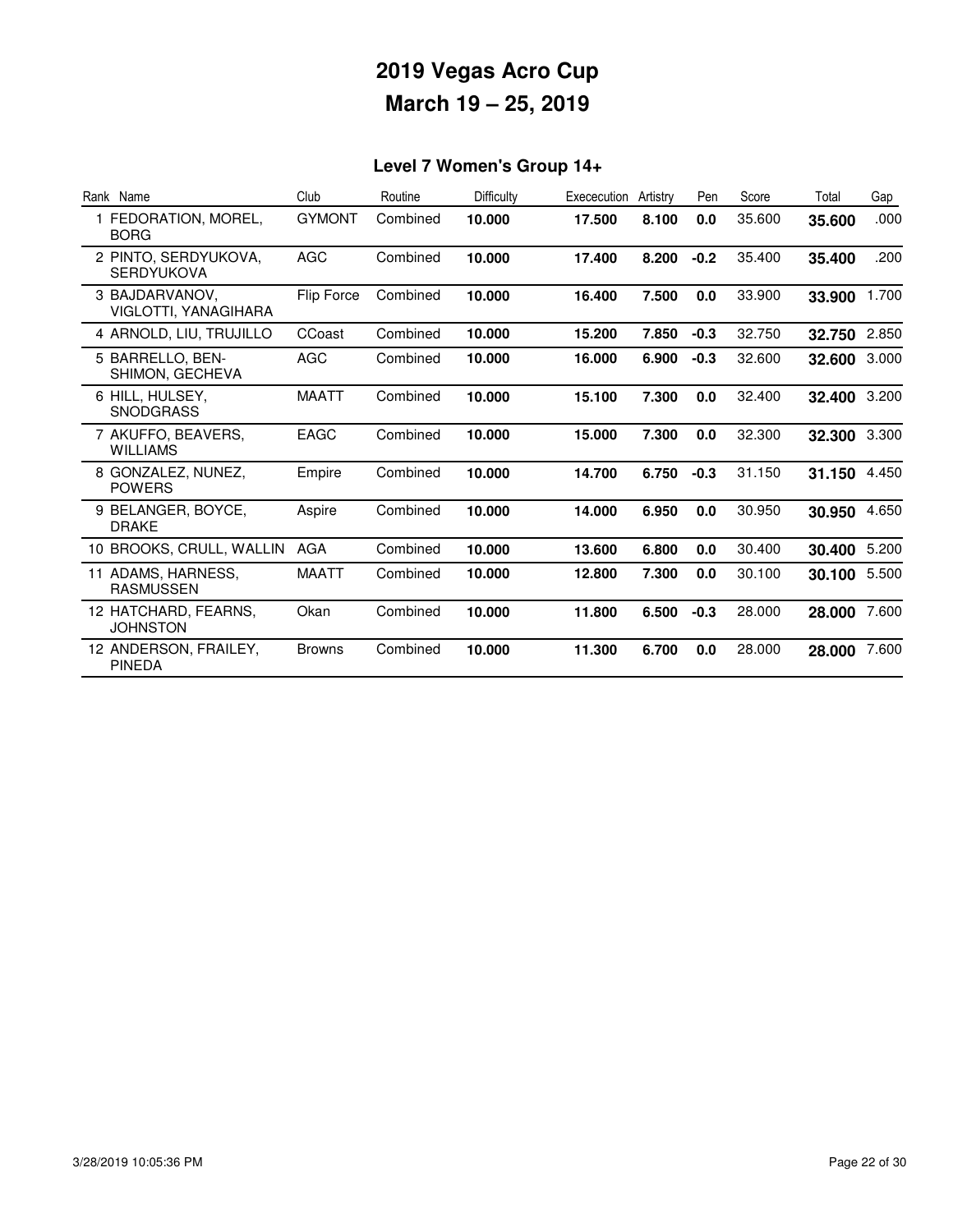# 2019 Vegas Acro Cup

# March 19 – 25, 2019

## Level 7 Women's Group 14+

| Rank | Name | Club | Routine | Difficulty | Exececution | Artistry | Pen | Score | Total | Gap |
|---|---|---|---|---|---|---|---|---|---|---|
| 1 | FEDORATION, MOREL, BORG | GYMONT | Combined | **10.000** | **17.500** | **8.100** | **0.0** | 35.600 | **35.600** | .000 |
| 2 | PINTO, SERDYUKOVA, SERDYUKOVA | AGC | Combined | **10.000** | **17.400** | **8.200** | **-0.2** | 35.400 | **35.400** | .200 |
| 3 | BAJDARVANOV, VIGLOTTI, YANAGIHARA | Flip Force | Combined | **10.000** | **16.400** | **7.500** | **0.0** | 33.900 | **33.900** | 1.700 |
| 4 | ARNOLD, LIU, TRUJILLO | CCoast | Combined | **10.000** | **15.200** | **7.850** | **-0.3** | 32.750 | **32.750** | 2.850 |
| 5 | BARRELLO, BEN-SHIMON, GECHEVA | AGC | Combined | **10.000** | **16.000** | **6.900** | **-0.3** | 32.600 | **32.600** | 3.000 |
| 6 | HILL, HULSEY, SNODGRASS | MAATT | Combined | **10.000** | **15.100** | **7.300** | **0.0** | 32.400 | **32.400** | 3.200 |
| 7 | AKUFFO, BEAVERS, WILLIAMS | EAGC | Combined | **10.000** | **15.000** | **7.300** | **0.0** | 32.300 | **32.300** | 3.300 |
| 8 | GONZALEZ, NUNEZ, POWERS | Empire | Combined | **10.000** | **14.700** | **6.750** | **-0.3** | 31.150 | **31.150** | 4.450 |
| 9 | BELANGER, BOYCE, DRAKE | Aspire | Combined | **10.000** | **14.000** | **6.950** | **0.0** | 30.950 | **30.950** | 4.650 |
| 10 | BROOKS, CRULL, WALLIN | AGA | Combined | **10.000** | **13.600** | **6.800** | **0.0** | 30.400 | **30.400** | 5.200 |
| 11 | ADAMS, HARNESS, RASMUSSEN | MAATT | Combined | **10.000** | **12.800** | **7.300** | **0.0** | 30.100 | **30.100** | 5.500 |
| 12 | HATCHARD, FEARNS, JOHNSTON | Okan | Combined | **10.000** | **11.800** | **6.500** | **-0.3** | 28.000 | **28.000** | 7.600 |
| 12 | ANDERSON, FRAILEY, PINEDA | Browns | Combined | **10.000** | **11.300** | **6.700** | **0.0** | 28.000 | **28.000** | 7.600 |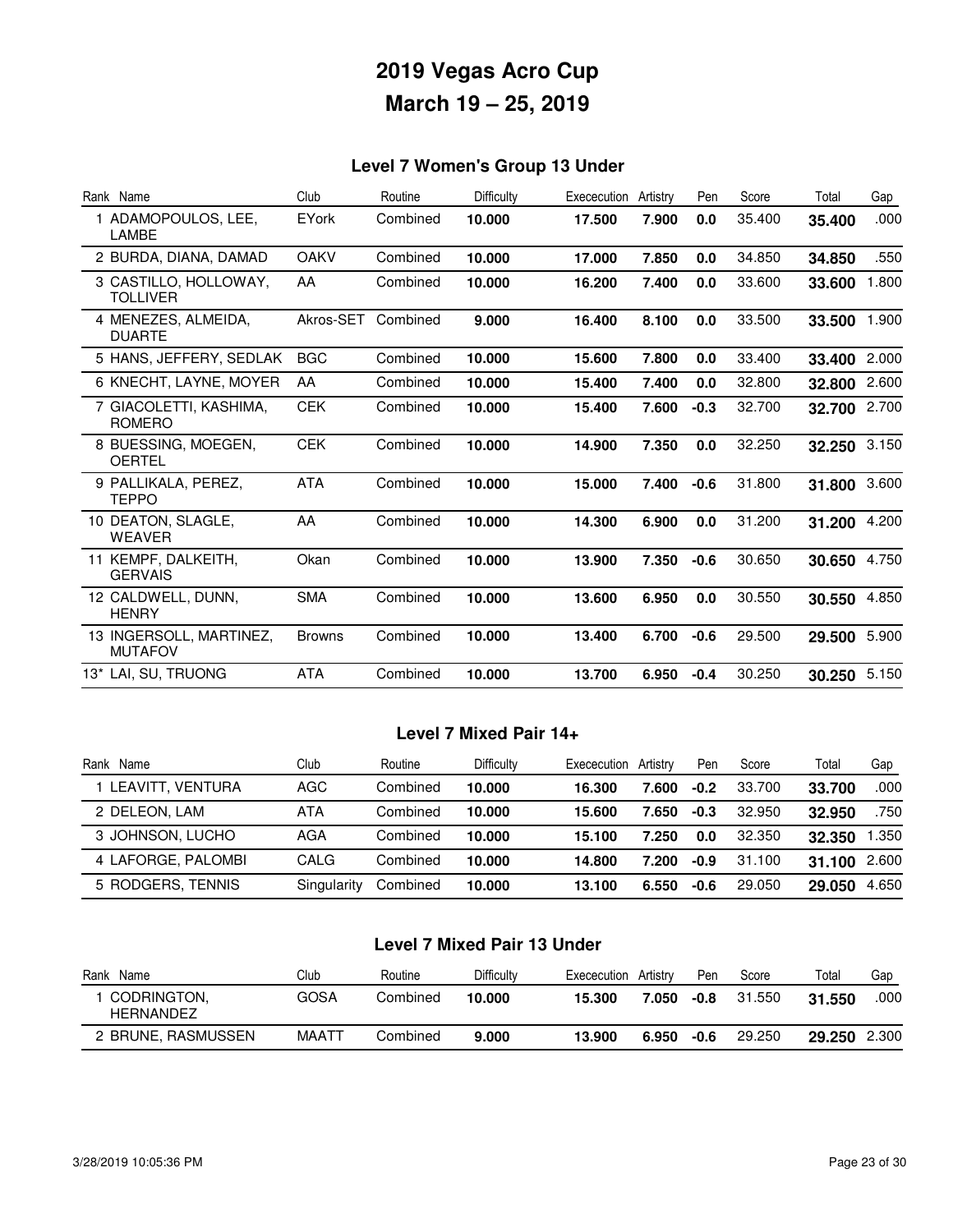# 2019 Vegas Acro Cup

# March 19 – 25, 2019

## Level 7 Women's Group 13 Under

| Rank | Name | Club | Routine | Difficulty | Exececution | Artistry | Pen | Score | Total | Gap |
|---|---|---|---|---|---|---|---|---|---|---|
| 1 | ADAMOPOULOS, LEE, LAMBE | EYork | Combined | **10.000** | **17.500** | **7.900** | **0.0** | 35.400 | **35.400** | .000 |
| 2 | BURDA, DIANA, DAMAD | OAKV | Combined | **10.000** | **17.000** | **7.850** | **0.0** | 34.850 | **34.850** | .550 |
| 3 | CASTILLO, HOLLOWAY, TOLLIVER | AA | Combined | **10.000** | **16.200** | **7.400** | **0.0** | 33.600 | **33.600** | 1.800 |
| 4 | MENEZES, ALMEIDA, DUARTE | Akros-SET | Combined | **9.000** | **16.400** | **8.100** | **0.0** | 33.500 | **33.500** | 1.900 |
| 5 | HANS, JEFFERY, SEDLAK | BGC | Combined | **10.000** | **15.600** | **7.800** | **0.0** | 33.400 | **33.400** | 2.000 |
| 6 | KNECHT, LAYNE, MOYER | AA | Combined | **10.000** | **15.400** | **7.400** | **0.0** | 32.800 | **32.800** | 2.600 |
| 7 | GIACOLETTI, KASHIMA, ROMERO | CEK | Combined | **10.000** | **15.400** | **7.600** | **-0.3** | 32.700 | **32.700** | 2.700 |
| 8 | BUESSING, MOEGEN, OERTEL | CEK | Combined | **10.000** | **14.900** | **7.350** | **0.0** | 32.250 | **32.250** | 3.150 |
| 9 | PALLIKALA, PEREZ, TEPPO | ATA | Combined | **10.000** | **15.000** | **7.400** | **-0.6** | 31.800 | **31.800** | 3.600 |
| 10 | DEATON, SLAGLE, WEAVER | AA | Combined | **10.000** | **14.300** | **6.900** | **0.0** | 31.200 | **31.200** | 4.200 |
| 11 | KEMPF, DALKEITH, GERVAIS | Okan | Combined | **10.000** | **13.900** | **7.350** | **-0.6** | 30.650 | **30.650** | 4.750 |
| 12 | CALDWELL, DUNN, HENRY | SMA | Combined | **10.000** | **13.600** | **6.950** | **0.0** | 30.550 | **30.550** | 4.850 |
| 13 | INGERSOLL, MARTINEZ, MUTAFOV | Browns | Combined | **10.000** | **13.400** | **6.700** | **-0.6** | 29.500 | **29.500** | 5.900 |
| 13* | LAI, SU, TRUONG | ATA | Combined | **10.000** | **13.700** | **6.950** | **-0.4** | 30.250 | **30.250** | 5.150 |

## Level 7 Mixed Pair 14+

| Rank | Name | Club | Routine | Difficulty | Exececution | Artistry | Pen | Score | Total | Gap |
|---|---|---|---|---|---|---|---|---|---|---|
| 1 | LEAVITT, VENTURA | AGC | Combined | **10.000** | **16.300** | **7.600** | **-0.2** | 33.700 | **33.700** | .000 |
| 2 | DELEON, LAM | ATA | Combined | **10.000** | **15.600** | **7.650** | **-0.3** | 32.950 | **32.950** | .750 |
| 3 | JOHNSON, LUCHO | AGA | Combined | **10.000** | **15.100** | **7.250** | **0.0** | 32.350 | **32.350** | 1.350 |
| 4 | LAFORGE, PALOMBI | CALG | Combined | **10.000** | **14.800** | **7.200** | **-0.9** | 31.100 | **31.100** | 2.600 |
| 5 | RODGERS, TENNIS | Singularity | Combined | **10.000** | **13.100** | **6.550** | **-0.6** | 29.050 | **29.050** | 4.650 |

## Level 7 Mixed Pair 13 Under

| Rank | Name | Club | Routine | Difficulty | Exececution | Artistry | Pen | Score | Total | Gap |
|---|---|---|---|---|---|---|---|---|---|---|
| 1 | CODRINGTON, HERNANDEZ | GOSA | Combined | **10.000** | **15.300** | **7.050** | **-0.8** | 31.550 | **31.550** | .000 |
| 2 | BRUNE, RASMUSSEN | MAATT | Combined | **9.000** | **13.900** | **6.950** | **-0.6** | 29.250 | **29.250** | 2.300 |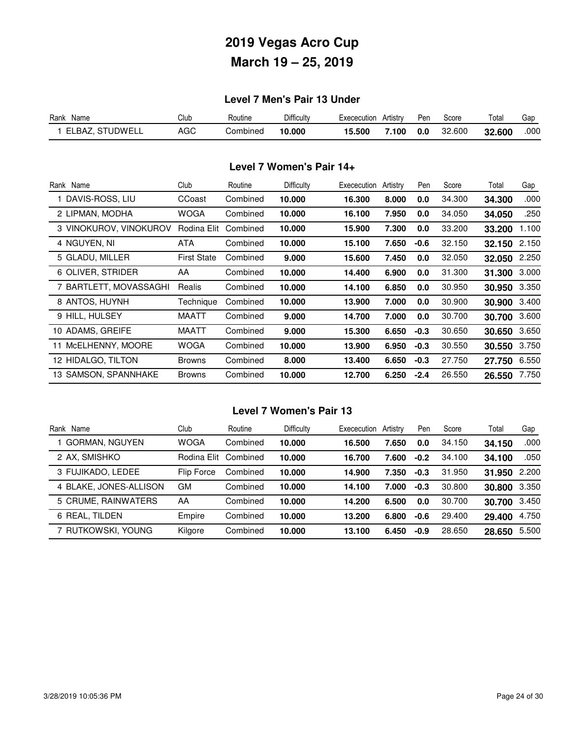# 2019 Vegas Acro Cup

# March 19 – 25, 2019

### Level 7 Men's Pair 13 Under

| Rank | Name | Club | Routine | Difficulty | Exececution | Artistry | Pen | Score | Total | Gap |
|---|---|---|---|---|---|---|---|---|---|---|
| 1 | ELBAZ, STUDWELL | AGC | Combined | **10.000** | **15.500** | **7.100** | **0.0** | 32.600 | **32.600** | .000 |

### Level 7 Women's Pair 14+

| Rank | Name | Club | Routine | Difficulty | Exececution | Artistry | Pen | Score | Total | Gap |
|---|---|---|---|---|---|---|---|---|---|---|
| 1 | DAVIS-ROSS, LIU | CCoast | Combined | **10.000** | **16.300** | **8.000** | **0.0** | 34.300 | **34.300** | .000 |
| 2 | LIPMAN, MODHA | WOGA | Combined | **10.000** | **16.100** | **7.950** | **0.0** | 34.050 | **34.050** | .250 |
| 3 | VINOKUROV, VINOKUROV | Rodina Elit | Combined | **10.000** | **15.900** | **7.300** | **0.0** | 33.200 | **33.200** | 1.100 |
| 4 | NGUYEN, NI | ATA | Combined | **10.000** | **15.100** | **7.650** | **-0.6** | 32.150 | **32.150** | 2.150 |
| 5 | GLADU, MILLER | First State | Combined | **9.000** | **15.600** | **7.450** | **0.0** | 32.050 | **32.050** | 2.250 |
| 6 | OLIVER, STRIDER | AA | Combined | **10.000** | **14.400** | **6.900** | **0.0** | 31.300 | **31.300** | 3.000 |
| 7 | BARTLETT, MOVASSAGHI | Realis | Combined | **10.000** | **14.100** | **6.850** | **0.0** | 30.950 | **30.950** | 3.350 |
| 8 | ANTOS, HUYNH | Technique | Combined | **10.000** | **13.900** | **7.000** | **0.0** | 30.900 | **30.900** | 3.400 |
| 9 | HILL, HULSEY | MAATT | Combined | **9.000** | **14.700** | **7.000** | **0.0** | 30.700 | **30.700** | 3.600 |
| 10 | ADAMS, GREIFE | MAATT | Combined | **9.000** | **15.300** | **6.650** | **-0.3** | 30.650 | **30.650** | 3.650 |
| 11 | McELHENNY, MOORE | WOGA | Combined | **10.000** | **13.900** | **6.950** | **-0.3** | 30.550 | **30.550** | 3.750 |
| 12 | HIDALGO, TILTON | Browns | Combined | **8.000** | **13.400** | **6.650** | **-0.3** | 27.750 | **27.750** | 6.550 |
| 13 | SAMSON, SPANNHAKE | Browns | Combined | **10.000** | **12.700** | **6.250** | **-2.4** | 26.550 | **26.550** | 7.750 |

### Level 7 Women's Pair 13

| Rank | Name | Club | Routine | Difficulty | Exececution | Artistry | Pen | Score | Total | Gap |
|---|---|---|---|---|---|---|---|---|---|---|
| 1 | GORMAN, NGUYEN | WOGA | Combined | **10.000** | **16.500** | **7.650** | **0.0** | 34.150 | **34.150** | .000 |
| 2 | AX, SMISHKO | Rodina Elit | Combined | **10.000** | **16.700** | **7.600** | **-0.2** | 34.100 | **34.100** | .050 |
| 3 | FUJIKADO, LEDEE | Flip Force | Combined | **10.000** | **14.900** | **7.350** | **-0.3** | 31.950 | **31.950** | 2.200 |
| 4 | BLAKE, JONES-ALLISON | GM | Combined | **10.000** | **14.100** | **7.000** | **-0.3** | 30.800 | **30.800** | 3.350 |
| 5 | CRUME, RAINWATERS | AA | Combined | **10.000** | **14.200** | **6.500** | **0.0** | 30.700 | **30.700** | 3.450 |
| 6 | REAL, TILDEN | Empire | Combined | **10.000** | **13.200** | **6.800** | **-0.6** | 29.400 | **29.400** | 4.750 |
| 7 | RUTKOWSKI, YOUNG | Kilgore | Combined | **10.000** | **13.100** | **6.450** | **-0.9** | 28.650 | **28.650** | 5.500 |

3/28/2019 10:05:36 PM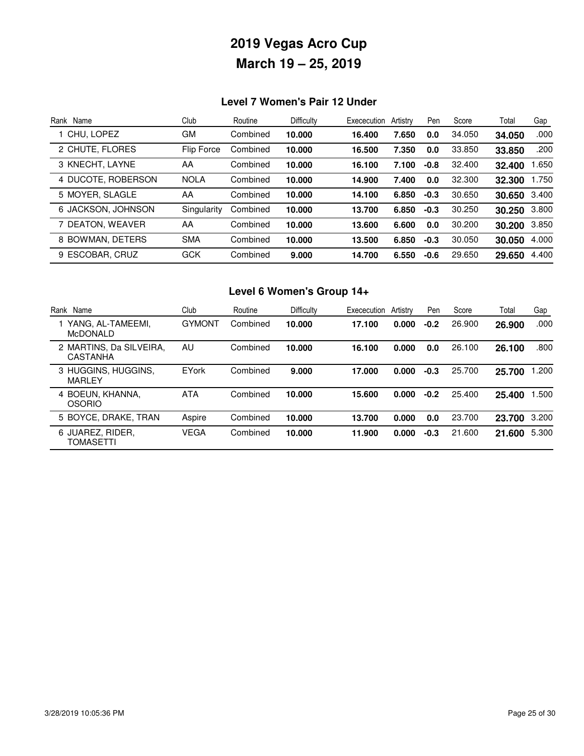# 2019 Vegas Acro Cup

# March 19 – 25, 2019

## Level 7 Women's Pair 12 Under

| Rank | Name | Club | Routine | Difficulty | Exececution | Artistry | Pen | Score | Total | Gap |
|---|---|---|---|---|---|---|---|---|---|---|
| 1 | CHU, LOPEZ | GM | Combined | **10.000** | **16.400** | **7.650** | **0.0** | 34.050 | **34.050** | .000 |
| 2 | CHUTE, FLORES | Flip Force | Combined | **10.000** | **16.500** | **7.350** | **0.0** | 33.850 | **33.850** | .200 |
| 3 | KNECHT, LAYNE | AA | Combined | **10.000** | **16.100** | **7.100** | **-0.8** | 32.400 | **32.400** | 1.650 |
| 4 | DUCOTE, ROBERSON | NOLA | Combined | **10.000** | **14.900** | **7.400** | **0.0** | 32.300 | **32.300** | 1.750 |
| 5 | MOYER, SLAGLE | AA | Combined | **10.000** | **14.100** | **6.850** | **-0.3** | 30.650 | **30.650** | 3.400 |
| 6 | JACKSON, JOHNSON | Singularity | Combined | **10.000** | **13.700** | **6.850** | **-0.3** | 30.250 | **30.250** | 3.800 |
| 7 | DEATON, WEAVER | AA | Combined | **10.000** | **13.600** | **6.600** | **0.0** | 30.200 | **30.200** | 3.850 |
| 8 | BOWMAN, DETERS | SMA | Combined | **10.000** | **13.500** | **6.850** | **-0.3** | 30.050 | **30.050** | 4.000 |
| 9 | ESCOBAR, CRUZ | GCK | Combined | **9.000** | **14.700** | **6.550** | **-0.6** | 29.650 | **29.650** | 4.400 |

## Level 6 Women's Group 14+

| Rank | Name | Club | Routine | Difficulty | Exececution | Artistry | Pen | Score | Total | Gap |
|---|---|---|---|---|---|---|---|---|---|---|
| 1 | YANG, AL-TAMEEMI, McDONALD | GYMONT | Combined | **10.000** | **17.100** | **0.000** | **-0.2** | 26.900 | **26.900** | .000 |
| 2 | MARTINS, Da SILVEIRA, CASTANHA | AU | Combined | **10.000** | **16.100** | **0.000** | **0.0** | 26.100 | **26.100** | .800 |
| 3 | HUGGINS, HUGGINS, MARLEY | EYork | Combined | **9.000** | **17.000** | **0.000** | **-0.3** | 25.700 | **25.700** | 1.200 |
| 4 | BOEUN, KHANNA, OSORIO | ATA | Combined | **10.000** | **15.600** | **0.000** | **-0.2** | 25.400 | **25.400** | 1.500 |
| 5 | BOYCE, DRAKE, TRAN | Aspire | Combined | **10.000** | **13.700** | **0.000** | **0.0** | 23.700 | **23.700** | 3.200 |
| 6 | JUAREZ, RIDER, TOMASETTI | VEGA | Combined | **10.000** | **11.900** | **0.000** | **-0.3** | 21.600 | **21.600** | 5.300 |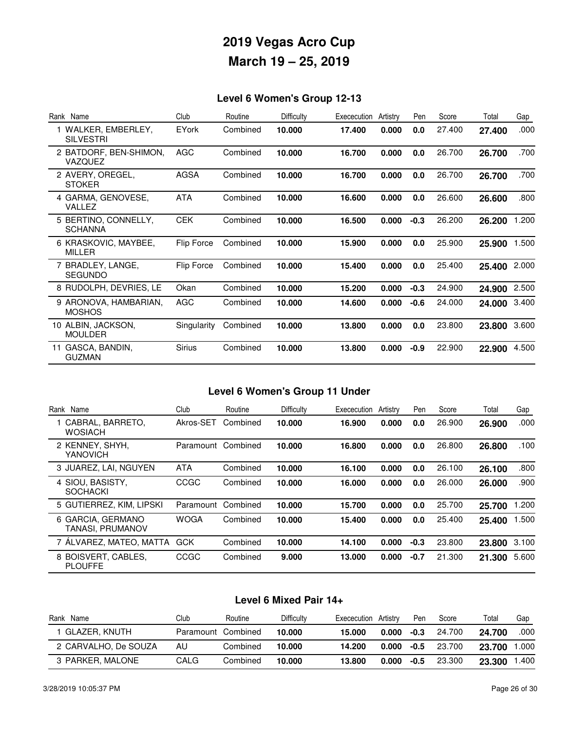# 2019 Vegas Acro Cup

# March 19 – 25, 2019

## Level 6 Women's Group 12-13

| Rank | Name | Club | Routine | Difficulty | Exececution | Artistry | Pen | Score | Total | Gap |
|---|---|---|---|---|---|---|---|---|---|---|
| 1 | WALKER, EMBERLEY, SILVESTRI | EYork | Combined | **10.000** | **17.400** | **0.000** | **0.0** | 27.400 | **27.400** | .000 |
| 2 | BATDORF, BEN-SHIMON, VAZQUEZ | AGC | Combined | **10.000** | **16.700** | **0.000** | **0.0** | 26.700 | **26.700** | .700 |
| 2 | AVERY, OREGEL, STOKER | AGSA | Combined | **10.000** | **16.700** | **0.000** | **0.0** | 26.700 | **26.700** | .700 |
| 4 | GARMA, GENOVESE, VALLEZ | ATA | Combined | **10.000** | **16.600** | **0.000** | **0.0** | 26.600 | **26.600** | .800 |
| 5 | BERTINO, CONNELLY, SCHANNA | CEK | Combined | **10.000** | **16.500** | **0.000** | **-0.3** | 26.200 | **26.200** | 1.200 |
| 6 | KRASKOVIC, MAYBEE, MILLER | Flip Force | Combined | **10.000** | **15.900** | **0.000** | **0.0** | 25.900 | **25.900** | 1.500 |
| 7 | BRADLEY, LANGE, SEGUNDO | Flip Force | Combined | **10.000** | **15.400** | **0.000** | **0.0** | 25.400 | **25.400** | 2.000 |
| 8 | RUDOLPH, DEVRIES, LE | Okan | Combined | **10.000** | **15.200** | **0.000** | **-0.3** | 24.900 | **24.900** | 2.500 |
| 9 | ARONOVA, HAMBARIAN, MOSHOS | AGC | Combined | **10.000** | **14.600** | **0.000** | **-0.6** | 24.000 | **24.000** | 3.400 |
| 10 | ALBIN, JACKSON, MOULDER | Singularity | Combined | **10.000** | **13.800** | **0.000** | **0.0** | 23.800 | **23.800** | 3.600 |
| 11 | GASCA, BANDIN, GUZMAN | Sirius | Combined | **10.000** | **13.800** | **0.000** | **-0.9** | 22.900 | **22.900** | 4.500 |

## Level 6 Women's Group 11 Under

| Rank | Name | Club | Routine | Difficulty | Exececution | Artistry | Pen | Score | Total | Gap |
|---|---|---|---|---|---|---|---|---|---|---|
| 1 | CABRAL, BARRETO, WOSIACH | Akros-SET | Combined | **10.000** | **16.900** | **0.000** | **0.0** | 26.900 | **26.900** | .000 |
| 2 | KENNEY, SHYH, YANOVICH | Paramount | Combined | **10.000** | **16.800** | **0.000** | **0.0** | 26.800 | **26.800** | .100 |
| 3 | JUAREZ, LAI, NGUYEN | ATA | Combined | **10.000** | **16.100** | **0.000** | **0.0** | 26.100 | **26.100** | .800 |
| 4 | SIOU, BASISTY, SOCHACKI | CCGC | Combined | **10.000** | **16.000** | **0.000** | **0.0** | 26.000 | **26.000** | .900 |
| 5 | GUTIERREZ, KIM, LIPSKI | Paramount | Combined | **10.000** | **15.700** | **0.000** | **0.0** | 25.700 | **25.700** | 1.200 |
| 6 | GARCIA, GERMANO TANASI, PRUMANOV | WOGA | Combined | **10.000** | **15.400** | **0.000** | **0.0** | 25.400 | **25.400** | 1.500 |
| 7 | ÁLVAREZ, MATEO, MATTA | GCK | Combined | **10.000** | **14.100** | **0.000** | **-0.3** | 23.800 | **23.800** | 3.100 |
| 8 | BOISVERT, CABLES, PLOUFFE | CCGC | Combined | **9.000** | **13.000** | **0.000** | **-0.7** | 21.300 | **21.300** | 5.600 |

## Level 6 Mixed Pair 14+

| Rank | Name | Club | Routine | Difficulty | Exececution | Artistry | Pen | Score | Total | Gap |
|---|---|---|---|---|---|---|---|---|---|---|
| 1 | GLAZER, KNUTH | Paramount | Combined | **10.000** | **15.000** | **0.000** | **-0.3** | 24.700 | **24.700** | .000 |
| 2 | CARVALHO, De SOUZA | AU | Combined | **10.000** | **14.200** | **0.000** | **-0.5** | 23.700 | **23.700** | 1.000 |
| 3 | PARKER, MALONE | CALG | Combined | **10.000** | **13.800** | **0.000** | **-0.5** | 23.300 | **23.300** | 1.400 |

3/28/2019 10:05:37 PM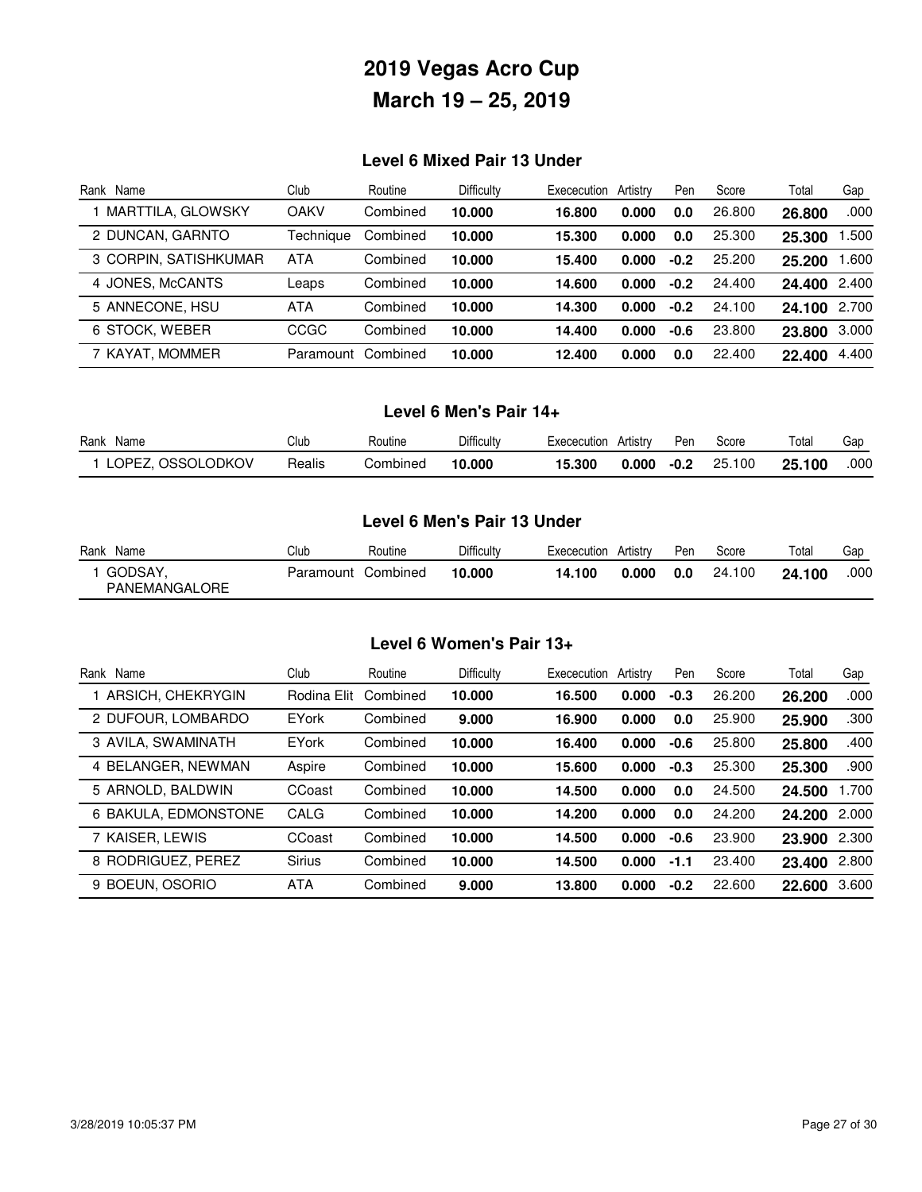# 2019 Vegas Acro Cup

# March 19 – 25, 2019

### Level 6 Mixed Pair 13 Under

| Rank | Name | Club | Routine | Difficulty | Exececution | Artistry | Pen | Score | Total | Gap |
|---|---|---|---|---|---|---|---|---|---|---|
| 1 | MARTTILA, GLOWSKY | OAKV | Combined | **10.000** | **16.800** | **0.000** | **0.0** | 26.800 | **26.800** | .000 |
| 2 | DUNCAN, GARNTO | Technique | Combined | **10.000** | **15.300** | **0.000** | **0.0** | 25.300 | **25.300** | 1.500 |
| 3 | CORPIN, SATISHKUMAR | ATA | Combined | **10.000** | **15.400** | **0.000** | **-0.2** | 25.200 | **25.200** | 1.600 |
| 4 | JONES, McCANTS | Leaps | Combined | **10.000** | **14.600** | **0.000** | **-0.2** | 24.400 | **24.400** | 2.400 |
| 5 | ANNECONE, HSU | ATA | Combined | **10.000** | **14.300** | **0.000** | **-0.2** | 24.100 | **24.100** | 2.700 |
| 6 | STOCK, WEBER | CCGC | Combined | **10.000** | **14.400** | **0.000** | **-0.6** | 23.800 | **23.800** | 3.000 |
| 7 | KAYAT, MOMMER | Paramount | Combined | **10.000** | **12.400** | **0.000** | **0.0** | 22.400 | **22.400** | 4.400 |

### Level 6 Men's Pair 14+

| Rank | Name | Club | Routine | Difficulty | Exececution | Artistry | Pen | Score | Total | Gap |
|---|---|---|---|---|---|---|---|---|---|---|
| 1 | LOPEZ, OSSOLODKOV | Realis | Combined | **10.000** | **15.300** | **0.000** | **-0.2** | 25.100 | **25.100** | .000 |

### Level 6 Men's Pair 13 Under

| Rank | Name | Club | Routine | Difficulty | Exececution | Artistry | Pen | Score | Total | Gap |
|---|---|---|---|---|---|---|---|---|---|---|
| 1 | GODSAY, PANEMANGALORE | Paramount | Combined | **10.000** | **14.100** | **0.000** | **0.0** | 24.100 | **24.100** | .000 |

### Level 6 Women's Pair 13+

| Rank | Name | Club | Routine | Difficulty | Exececution | Artistry | Pen | Score | Total | Gap |
|---|---|---|---|---|---|---|---|---|---|---|
| 1 | ARSICH, CHEKRYGIN | Rodina Elit | Combined | **10.000** | **16.500** | **0.000** | **-0.3** | 26.200 | **26.200** | .000 |
| 2 | DUFOUR, LOMBARDO | EYork | Combined | **9.000** | **16.900** | **0.000** | **0.0** | 25.900 | **25.900** | .300 |
| 3 | AVILA, SWAMINATH | EYork | Combined | **10.000** | **16.400** | **0.000** | **-0.6** | 25.800 | **25.800** | .400 |
| 4 | BELANGER, NEWMAN | Aspire | Combined | **10.000** | **15.600** | **0.000** | **-0.3** | 25.300 | **25.300** | .900 |
| 5 | ARNOLD, BALDWIN | CCoast | Combined | **10.000** | **14.500** | **0.000** | **0.0** | 24.500 | **24.500** | 1.700 |
| 6 | BAKULA, EDMONSTONE | CALG | Combined | **10.000** | **14.200** | **0.000** | **0.0** | 24.200 | **24.200** | 2.000 |
| 7 | KAISER, LEWIS | CCoast | Combined | **10.000** | **14.500** | **0.000** | **-0.6** | 23.900 | **23.900** | 2.300 |
| 8 | RODRIGUEZ, PEREZ | Sirius | Combined | **10.000** | **14.500** | **0.000** | **-1.1** | 23.400 | **23.400** | 2.800 |
| 9 | BOEUN, OSORIO | ATA | Combined | **9.000** | **13.800** | **0.000** | **-0.2** | 22.600 | **22.600** | 3.600 |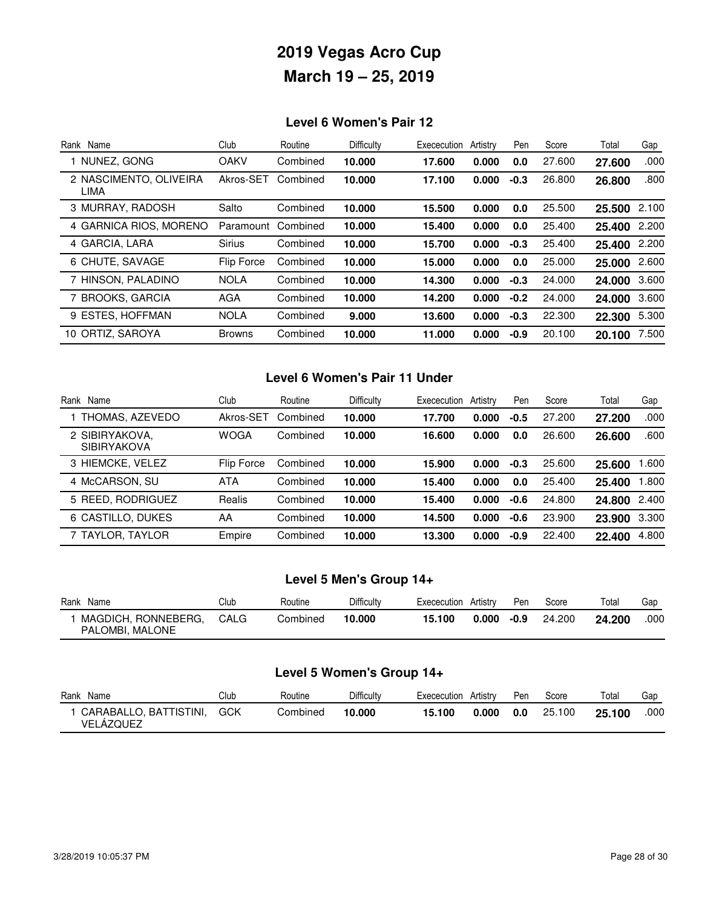# 2019 Vegas Acro Cup
# March 19 – 25, 2019

## Level 6 Women's Pair 12

| Rank | Name | Club | Routine | Difficulty | Exececution | Artistry | Pen | Score | Total | Gap |
|---|---|---|---|---|---|---|---|---|---|---|
| 1 | NUNEZ, GONG | OAKV | Combined | **10.000** | **17.600** | **0.000** | **0.0** | 27.600 | **27.600** | .000 |
| 2 | NASCIMENTO, OLIVEIRA LIMA | Akros-SET | Combined | **10.000** | **17.100** | **0.000** | **-0.3** | 26.800 | **26.800** | .800 |
| 3 | MURRAY, RADOSH | Salto | Combined | **10.000** | **15.500** | **0.000** | **0.0** | 25.500 | **25.500** | 2.100 |
| 4 | GARNICA RIOS, MORENO | Paramount | Combined | **10.000** | **15.400** | **0.000** | **0.0** | 25.400 | **25.400** | 2.200 |
| 4 | GARCIA, LARA | Sirius | Combined | **10.000** | **15.700** | **0.000** | **-0.3** | 25.400 | **25.400** | 2.200 |
| 6 | CHUTE, SAVAGE | Flip Force | Combined | **10.000** | **15.000** | **0.000** | **0.0** | 25.000 | **25.000** | 2.600 |
| 7 | HINSON, PALADINO | NOLA | Combined | **10.000** | **14.300** | **0.000** | **-0.3** | 24.000 | **24.000** | 3.600 |
| 7 | BROOKS, GARCIA | AGA | Combined | **10.000** | **14.200** | **0.000** | **-0.2** | 24.000 | **24.000** | 3.600 |
| 9 | ESTES, HOFFMAN | NOLA | Combined | **9.000** | **13.600** | **0.000** | **-0.3** | 22.300 | **22.300** | 5.300 |
| 10 | ORTIZ, SAROYA | Browns | Combined | **10.000** | **11.000** | **0.000** | **-0.9** | 20.100 | **20.100** | 7.500 |

## Level 6 Women's Pair 11 Under

| Rank | Name | Club | Routine | Difficulty | Exececution | Artistry | Pen | Score | Total | Gap |
|---|---|---|---|---|---|---|---|---|---|---|
| 1 | THOMAS, AZEVEDO | Akros-SET | Combined | **10.000** | **17.700** | **0.000** | **-0.5** | 27.200 | **27.200** | .000 |
| 2 | SIBIRYAKOVA, SIBIRYAKOVA | WOGA | Combined | **10.000** | **16.600** | **0.000** | **0.0** | 26.600 | **26.600** | .600 |
| 3 | HIEMCKE, VELEZ | Flip Force | Combined | **10.000** | **15.900** | **0.000** | **-0.3** | 25.600 | **25.600** | 1.600 |
| 4 | McCARSON, SU | ATA | Combined | **10.000** | **15.400** | **0.000** | **0.0** | 25.400 | **25.400** | 1.800 |
| 5 | REED, RODRIGUEZ | Realis | Combined | **10.000** | **15.400** | **0.000** | **-0.6** | 24.800 | **24.800** | 2.400 |
| 6 | CASTILLO, DUKES | AA | Combined | **10.000** | **14.500** | **0.000** | **-0.6** | 23.900 | **23.900** | 3.300 |
| 7 | TAYLOR, TAYLOR | Empire | Combined | **10.000** | **13.300** | **0.000** | **-0.9** | 22.400 | **22.400** | 4.800 |

## Level 5 Men's Group 14+

| Rank | Name | Club | Routine | Difficulty | Exececution | Artistry | Pen | Score | Total | Gap |
|---|---|---|---|---|---|---|---|---|---|---|
| 1 | MAGDICH, RONNEBERG, PALOMBI, MALONE | CALG | Combined | **10.000** | **15.100** | **0.000** | **-0.9** | 24.200 | **24.200** | .000 |

## Level 5 Women's Group 14+

| Rank | Name | Club | Routine | Difficulty | Exececution | Artistry | Pen | Score | Total | Gap |
|---|---|---|---|---|---|---|---|---|---|---|
| 1 | CARABALLO, BATTISTINI, VELÁZQUEZ | GCK | Combined | **10.000** | **15.100** | **0.000** | **0.0** | 25.100 | **25.100** | .000 |

3/28/2019 10:05:37 PM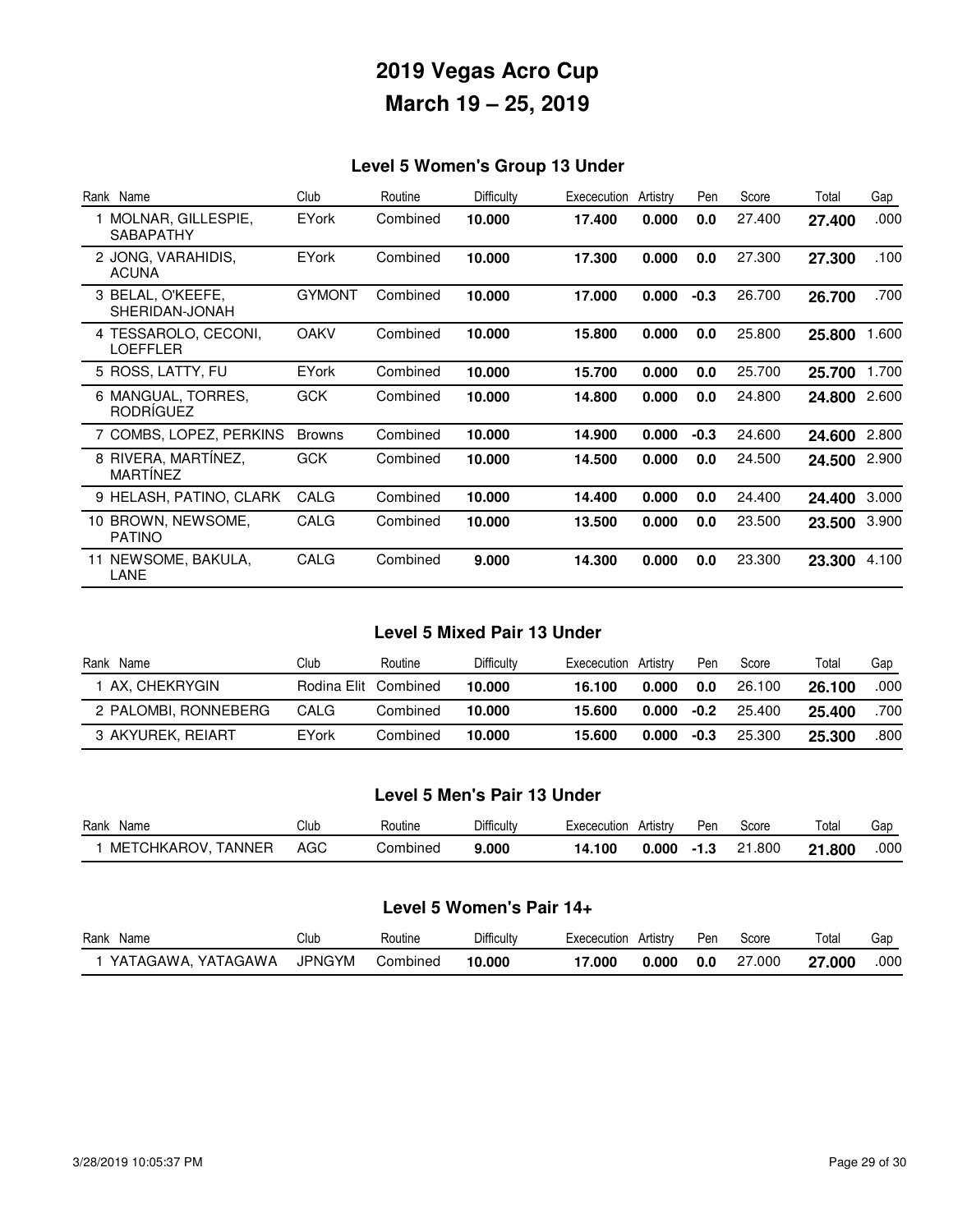# 2019 Vegas Acro Cup

# March 19 – 25, 2019

## Level 5 Women's Group 13 Under

| Rank | Name | Club | Routine | Difficulty | Exececution | Artistry | Pen | Score | Total | Gap |
|---|---|---|---|---|---|---|---|---|---|---|
| 1 | MOLNAR, GILLESPIE, SABAPATHY | EYork | Combined | **10.000** | **17.400** | **0.000** | **0.0** | 27.400 | **27.400** | .000 |
| 2 | JONG, VARAHIDIS, ACUNA | EYork | Combined | **10.000** | **17.300** | **0.000** | **0.0** | 27.300 | **27.300** | .100 |
| 3 | BELAL, O'KEEFE, SHERIDAN-JONAH | GYMONT | Combined | **10.000** | **17.000** | **0.000** | **-0.3** | 26.700 | **26.700** | .700 |
| 4 | TESSAROLO, CECONI, LOEFFLER | OAKV | Combined | **10.000** | **15.800** | **0.000** | **0.0** | 25.800 | **25.800** | 1.600 |
| 5 | ROSS, LATTY, FU | EYork | Combined | **10.000** | **15.700** | **0.000** | **0.0** | 25.700 | **25.700** | 1.700 |
| 6 | MANGUAL, TORRES, RODRÍGUEZ | GCK | Combined | **10.000** | **14.800** | **0.000** | **0.0** | 24.800 | **24.800** | 2.600 |
| 7 | COMBS, LOPEZ, PERKINS | Browns | Combined | **10.000** | **14.900** | **0.000** | **-0.3** | 24.600 | **24.600** | 2.800 |
| 8 | RIVERA, MARTÍNEZ, MARTÍNEZ | GCK | Combined | **10.000** | **14.500** | **0.000** | **0.0** | 24.500 | **24.500** | 2.900 |
| 9 | HELASH, PATINO, CLARK | CALG | Combined | **10.000** | **14.400** | **0.000** | **0.0** | 24.400 | **24.400** | 3.000 |
| 10 | BROWN, NEWSOME, PATINO | CALG | Combined | **10.000** | **13.500** | **0.000** | **0.0** | 23.500 | **23.500** | 3.900 |
| 11 | NEWSOME, BAKULA, LANE | CALG | Combined | **9.000** | **14.300** | **0.000** | **0.0** | 23.300 | **23.300** | 4.100 |

## Level 5 Mixed Pair 13 Under

| Rank | Name | Club | Routine | Difficulty | Exececution | Artistry | Pen | Score | Total | Gap |
|---|---|---|---|---|---|---|---|---|---|---|
| 1 | AX, CHEKRYGIN | Rodina Elit | Combined | **10.000** | **16.100** | **0.000** | **0.0** | 26.100 | **26.100** | .000 |
| 2 | PALOMBI, RONNEBERG | CALG | Combined | **10.000** | **15.600** | **0.000** | **-0.2** | 25.400 | **25.400** | .700 |
| 3 | AKYUREK, REIART | EYork | Combined | **10.000** | **15.600** | **0.000** | **-0.3** | 25.300 | **25.300** | .800 |

## Level 5 Men's Pair 13 Under

| Rank | Name | Club | Routine | Difficulty | Exececution | Artistry | Pen | Score | Total | Gap |
|---|---|---|---|---|---|---|---|---|---|---|
| 1 | METCHKAROV, TANNER | AGC | Combined | **9.000** | **14.100** | **0.000** | **-1.3** | 21.800 | **21.800** | .000 |

## Level 5 Women's Pair 14+

| Rank | Name | Club | Routine | Difficulty | Exececution | Artistry | Pen | Score | Total | Gap |
|---|---|---|---|---|---|---|---|---|---|---|
| 1 | YATAGAWA, YATAGAWA | JPNGYM | Combined | **10.000** | **17.000** | **0.000** | **0.0** | 27.000 | **27.000** | .000 |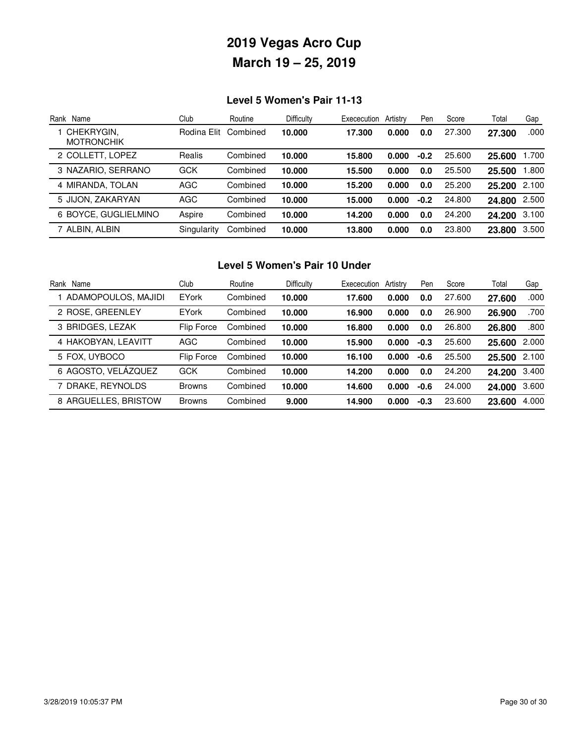# 2019 Vegas Acro Cup
# March 19 – 25, 2019

## Level 5 Women's Pair 11-13

| Rank | Name | Club | Routine | Difficulty | Exececution | Artistry | Pen | Score | Total | Gap |
|---|---|---|---|---|---|---|---|---|---|---|
| 1 | CHEKRYGIN, MOTRONCHIK | Rodina Elit | Combined | **10.000** | **17.300** | **0.000** | **0.0** | 27.300 | **27.300** | .000 |
| 2 | COLLETT, LOPEZ | Realis | Combined | **10.000** | **15.800** | **0.000** | **-0.2** | 25.600 | **25.600** | 1.700 |
| 3 | NAZARIO, SERRANO | GCK | Combined | **10.000** | **15.500** | **0.000** | **0.0** | 25.500 | **25.500** | 1.800 |
| 4 | MIRANDA, TOLAN | AGC | Combined | **10.000** | **15.200** | **0.000** | **0.0** | 25.200 | **25.200** | 2.100 |
| 5 | JIJON, ZAKARYAN | AGC | Combined | **10.000** | **15.000** | **0.000** | **-0.2** | 24.800 | **24.800** | 2.500 |
| 6 | BOYCE, GUGLIELMINO | Aspire | Combined | **10.000** | **14.200** | **0.000** | **0.0** | 24.200 | **24.200** | 3.100 |
| 7 | ALBIN, ALBIN | Singularity | Combined | **10.000** | **13.800** | **0.000** | **0.0** | 23.800 | **23.800** | 3.500 |

## Level 5 Women's Pair 10 Under

| Rank | Name | Club | Routine | Difficulty | Exececution | Artistry | Pen | Score | Total | Gap |
|---|---|---|---|---|---|---|---|---|---|---|
| 1 | ADAMOPOULOS, MAJIDI | EYork | Combined | **10.000** | **17.600** | **0.000** | **0.0** | 27.600 | **27.600** | .000 |
| 2 | ROSE, GREENLEY | EYork | Combined | **10.000** | **16.900** | **0.000** | **0.0** | 26.900 | **26.900** | .700 |
| 3 | BRIDGES, LEZAK | Flip Force | Combined | **10.000** | **16.800** | **0.000** | **0.0** | 26.800 | **26.800** | .800 |
| 4 | HAKOBYAN, LEAVITT | AGC | Combined | **10.000** | **15.900** | **0.000** | **-0.3** | 25.600 | **25.600** | 2.000 |
| 5 | FOX, UYBOCO | Flip Force | Combined | **10.000** | **16.100** | **0.000** | **-0.6** | 25.500 | **25.500** | 2.100 |
| 6 | AGOSTO, VELÁZQUEZ | GCK | Combined | **10.000** | **14.200** | **0.000** | **0.0** | 24.200 | **24.200** | 3.400 |
| 7 | DRAKE, REYNOLDS | Browns | Combined | **10.000** | **14.600** | **0.000** | **-0.6** | 24.000 | **24.000** | 3.600 |
| 8 | ARGUELLES, BRISTOW | Browns | Combined | **9.000** | **14.900** | **0.000** | **-0.3** | 23.600 | **23.600** | 4.000 |

3/28/2019 10:05:37 PM